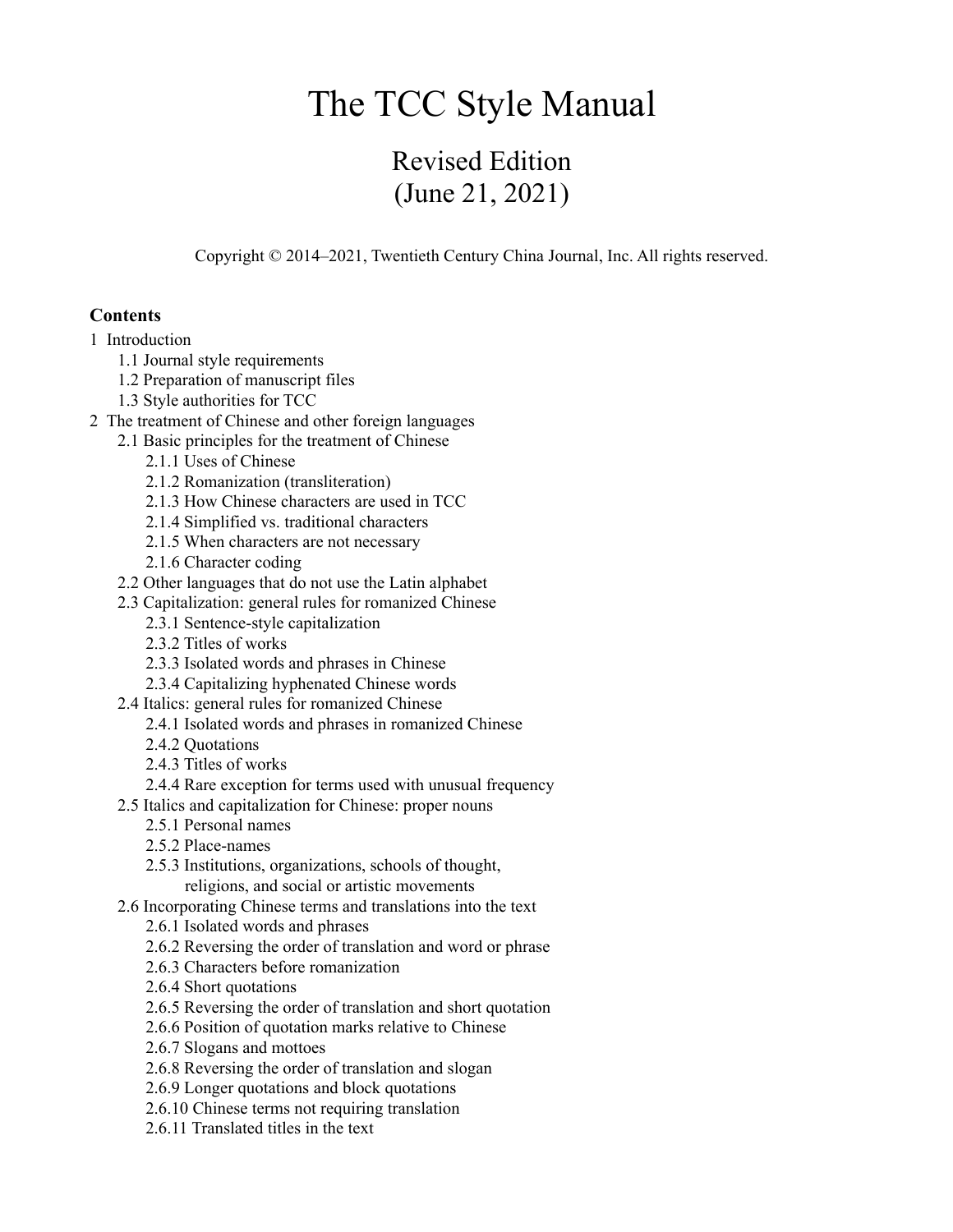# The TCC Style Manual

## Revised Edition
## (June 21, 2021)

Copyright © 2014–2021, Twentieth Century China Journal, Inc. All rights reserved.

**Contents**

1 Introduction
- 1.1 Journal style requirements
- 1.2 Preparation of manuscript files
- 1.3 Style authorities for TCC

2 The treatment of Chinese and other foreign languages
- 2.1 Basic principles for the treatment of Chinese
  - 2.1.1 Uses of Chinese
  - 2.1.2 Romanization (transliteration)
  - 2.1.3 How Chinese characters are used in TCC
  - 2.1.4 Simplified vs. traditional characters
  - 2.1.5 When characters are not necessary
  - 2.1.6 Character coding
- 2.2 Other languages that do not use the Latin alphabet
- 2.3 Capitalization: general rules for romanized Chinese
  - 2.3.1 Sentence-style capitalization
  - 2.3.2 Titles of works
  - 2.3.3 Isolated words and phrases in Chinese
  - 2.3.4 Capitalizing hyphenated Chinese words
- 2.4 Italics: general rules for romanized Chinese
  - 2.4.1 Isolated words and phrases in romanized Chinese
  - 2.4.2 Quotations
  - 2.4.3 Titles of works
  - 2.4.4 Rare exception for terms used with unusual frequency
- 2.5 Italics and capitalization for Chinese: proper nouns
  - 2.5.1 Personal names
  - 2.5.2 Place-names
  - 2.5.3 Institutions, organizations, schools of thought, religions, and social or artistic movements
- 2.6 Incorporating Chinese terms and translations into the text
  - 2.6.1 Isolated words and phrases
  - 2.6.2 Reversing the order of translation and word or phrase
  - 2.6.3 Characters before romanization
  - 2.6.4 Short quotations
  - 2.6.5 Reversing the order of translation and short quotation
  - 2.6.6 Position of quotation marks relative to Chinese
  - 2.6.7 Slogans and mottoes
  - 2.6.8 Reversing the order of translation and slogan
  - 2.6.9 Longer quotations and block quotations
  - 2.6.10 Chinese terms not requiring translation
  - 2.6.11 Translated titles in the text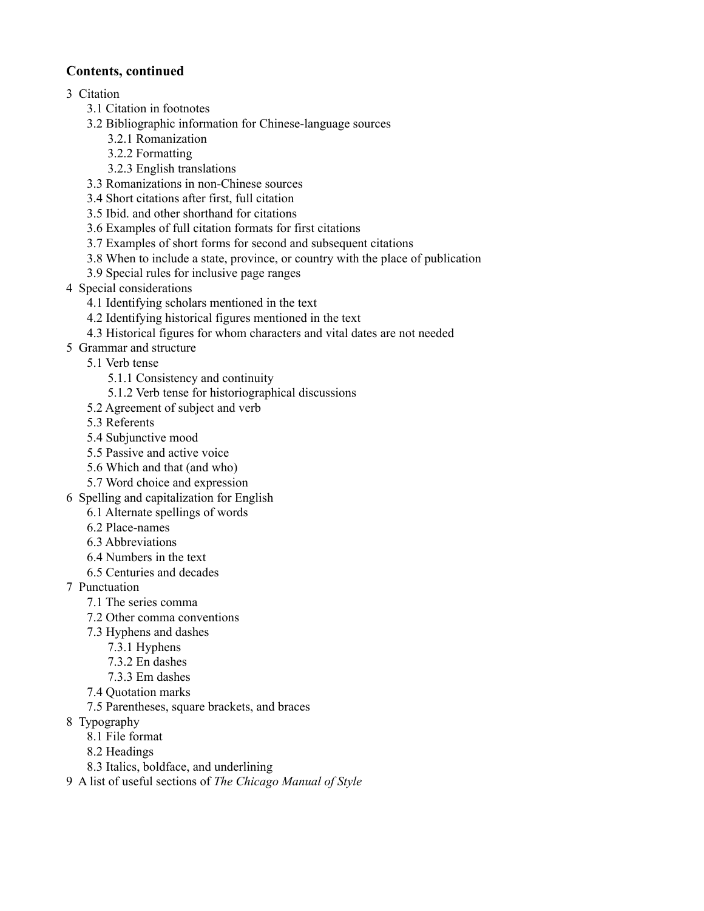**Contents, continued**

- 3 Citation
  - 3.1 Citation in footnotes
  - 3.2 Bibliographic information for Chinese-language sources
    - 3.2.1 Romanization
    - 3.2.2 Formatting
    - 3.2.3 English translations
  - 3.3 Romanizations in non-Chinese sources
  - 3.4 Short citations after first, full citation
  - 3.5 Ibid. and other shorthand for citations
  - 3.6 Examples of full citation formats for first citations
  - 3.7 Examples of short forms for second and subsequent citations
  - 3.8 When to include a state, province, or country with the place of publication
  - 3.9 Special rules for inclusive page ranges
- 4 Special considerations
  - 4.1 Identifying scholars mentioned in the text
  - 4.2 Identifying historical figures mentioned in the text
  - 4.3 Historical figures for whom characters and vital dates are not needed
- 5 Grammar and structure
  - 5.1 Verb tense
    - 5.1.1 Consistency and continuity
    - 5.1.2 Verb tense for historiographical discussions
  - 5.2 Agreement of subject and verb
  - 5.3 Referents
  - 5.4 Subjunctive mood
  - 5.5 Passive and active voice
  - 5.6 Which and that (and who)
  - 5.7 Word choice and expression
- 6 Spelling and capitalization for English
  - 6.1 Alternate spellings of words
  - 6.2 Place-names
  - 6.3 Abbreviations
  - 6.4 Numbers in the text
  - 6.5 Centuries and decades
- 7 Punctuation
  - 7.1 The series comma
  - 7.2 Other comma conventions
  - 7.3 Hyphens and dashes
    - 7.3.1 Hyphens
    - 7.3.2 En dashes
    - 7.3.3 Em dashes
  - 7.4 Quotation marks
  - 7.5 Parentheses, square brackets, and braces
- 8 Typography
  - 8.1 File format
  - 8.2 Headings
  - 8.3 Italics, boldface, and underlining
- 9 A list of useful sections of *The Chicago Manual of Style*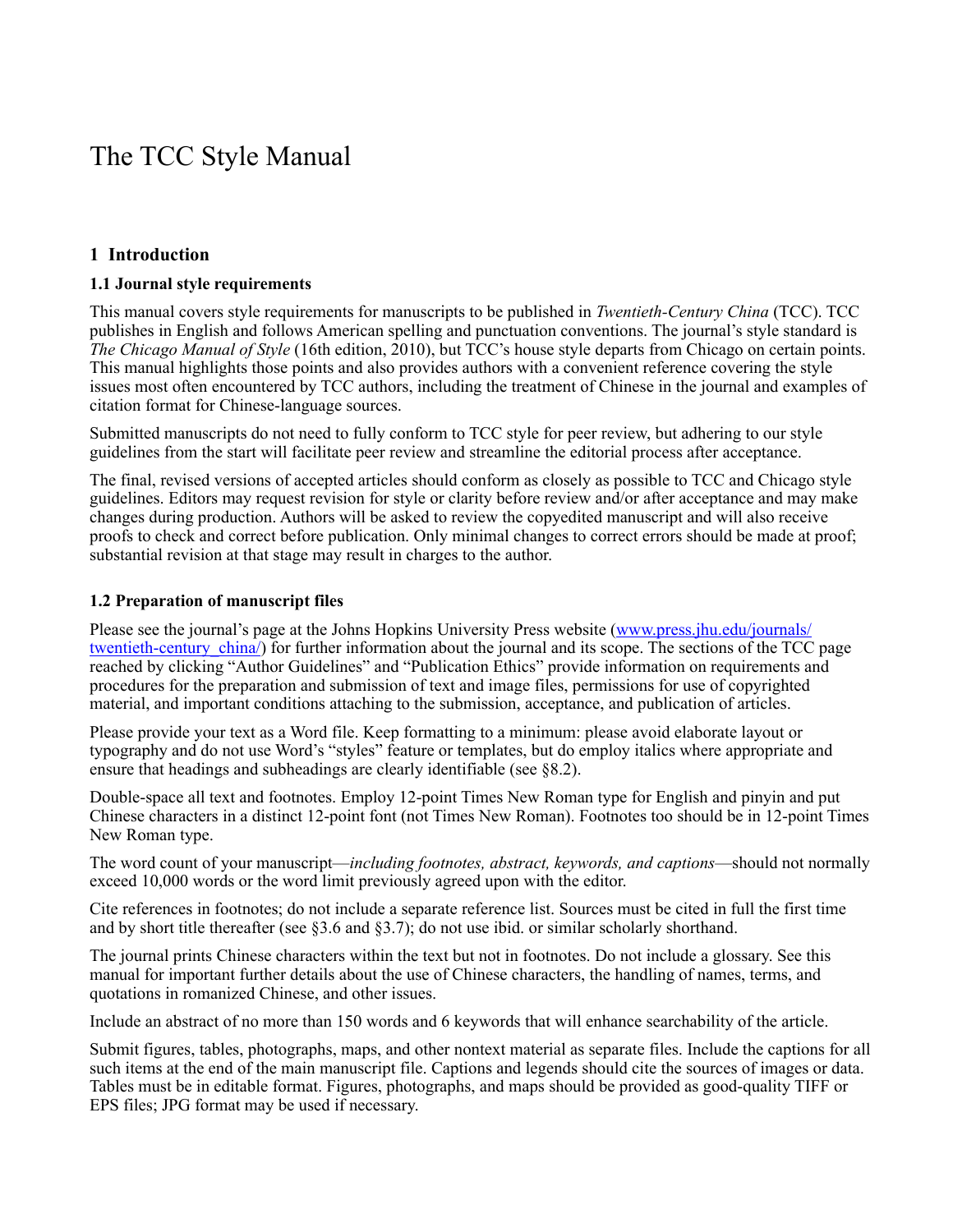# The TCC Style Manual

## 1 Introduction

### 1.1 Journal style requirements

This manual covers style requirements for manuscripts to be published in *Twentieth-Century China* (TCC). TCC publishes in English and follows American spelling and punctuation conventions. The journal's style standard is *The Chicago Manual of Style* (16th edition, 2010), but TCC's house style departs from Chicago on certain points. This manual highlights those points and also provides authors with a convenient reference covering the style issues most often encountered by TCC authors, including the treatment of Chinese in the journal and examples of citation format for Chinese-language sources.

Submitted manuscripts do not need to fully conform to TCC style for peer review, but adhering to our style guidelines from the start will facilitate peer review and streamline the editorial process after acceptance.

The final, revised versions of accepted articles should conform as closely as possible to TCC and Chicago style guidelines. Editors may request revision for style or clarity before review and/or after acceptance and may make changes during production. Authors will be asked to review the copyedited manuscript and will also receive proofs to check and correct before publication. Only minimal changes to correct errors should be made at proof; substantial revision at that stage may result in charges to the author.

### 1.2 Preparation of manuscript files

Please see the journal's page at the Johns Hopkins University Press website ([www.press.jhu.edu/journals/twentieth-century_china/](www.press.jhu.edu/journals/twentieth-century_china/)) for further information about the journal and its scope. The sections of the TCC page reached by clicking "Author Guidelines" and "Publication Ethics" provide information on requirements and procedures for the preparation and submission of text and image files, permissions for use of copyrighted material, and important conditions attaching to the submission, acceptance, and publication of articles.

Please provide your text as a Word file. Keep formatting to a minimum: please avoid elaborate layout or typography and do not use Word's "styles" feature or templates, but do employ italics where appropriate and ensure that headings and subheadings are clearly identifiable (see §8.2).

Double-space all text and footnotes. Employ 12-point Times New Roman type for English and pinyin and put Chinese characters in a distinct 12-point font (not Times New Roman). Footnotes too should be in 12-point Times New Roman type.

The word count of your manuscript—*including footnotes, abstract, keywords, and captions*—should not normally exceed 10,000 words or the word limit previously agreed upon with the editor.

Cite references in footnotes; do not include a separate reference list. Sources must be cited in full the first time and by short title thereafter (see §3.6 and §3.7); do not use ibid. or similar scholarly shorthand.

The journal prints Chinese characters within the text but not in footnotes. Do not include a glossary. See this manual for important further details about the use of Chinese characters, the handling of names, terms, and quotations in romanized Chinese, and other issues.

Include an abstract of no more than 150 words and 6 keywords that will enhance searchability of the article.

Submit figures, tables, photographs, maps, and other nontext material as separate files. Include the captions for all such items at the end of the main manuscript file. Captions and legends should cite the sources of images or data. Tables must be in editable format. Figures, photographs, and maps should be provided as good-quality TIFF or EPS files; JPG format may be used if necessary.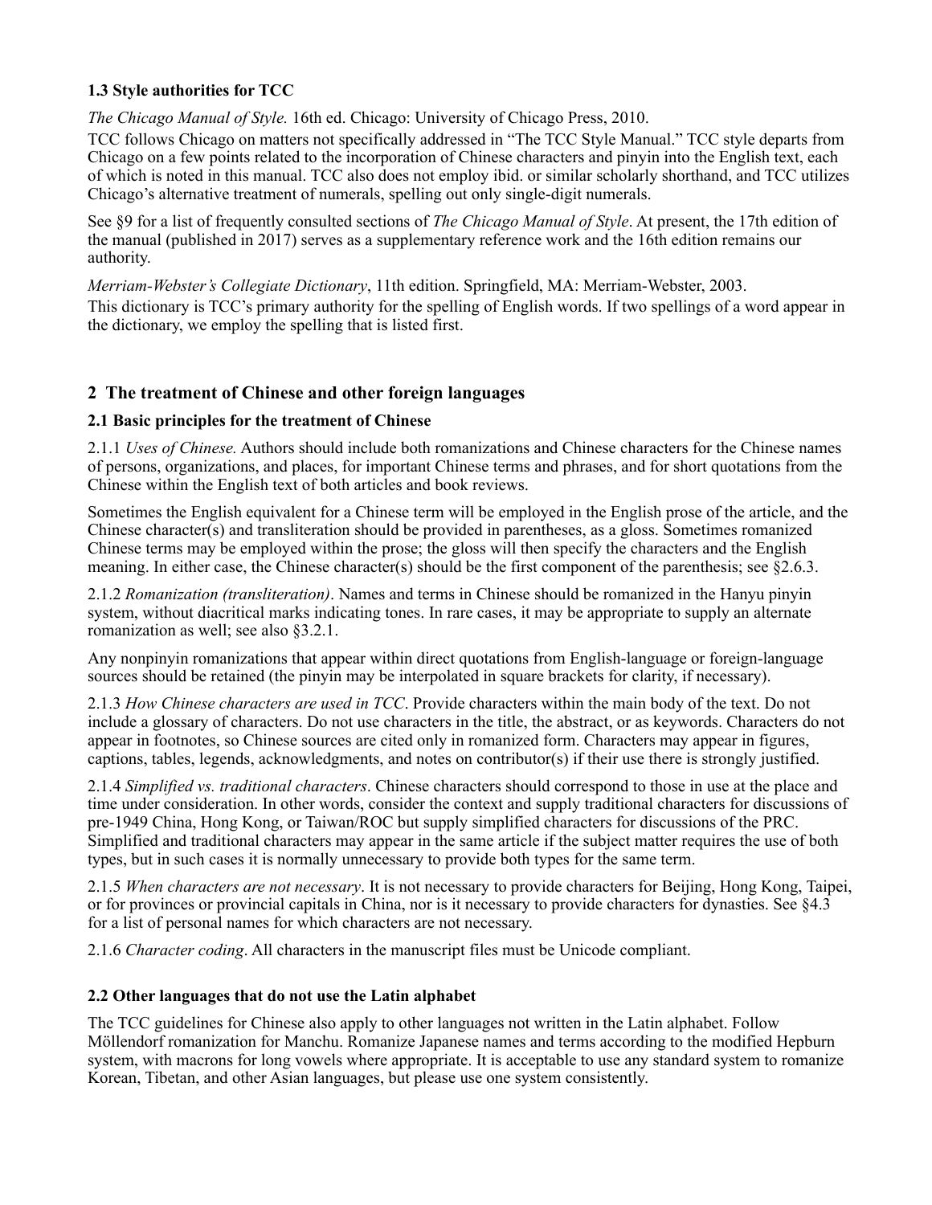### 1.3 Style authorities for TCC

*The Chicago Manual of Style.* 16th ed. Chicago: University of Chicago Press, 2010.

TCC follows Chicago on matters not specifically addressed in "The TCC Style Manual." TCC style departs from Chicago on a few points related to the incorporation of Chinese characters and pinyin into the English text, each of which is noted in this manual. TCC also does not employ ibid. or similar scholarly shorthand, and TCC utilizes Chicago's alternative treatment of numerals, spelling out only single-digit numerals.

See §9 for a list of frequently consulted sections of *The Chicago Manual of Style*. At present, the 17th edition of the manual (published in 2017) serves as a supplementary reference work and the 16th edition remains our authority.

*Merriam-Webster's Collegiate Dictionary*, 11th edition. Springfield, MA: Merriam-Webster, 2003.

This dictionary is TCC's primary authority for the spelling of English words. If two spellings of a word appear in the dictionary, we employ the spelling that is listed first.

## 2 The treatment of Chinese and other foreign languages

### 2.1 Basic principles for the treatment of Chinese

2.1.1 *Uses of Chinese.* Authors should include both romanizations and Chinese characters for the Chinese names of persons, organizations, and places, for important Chinese terms and phrases, and for short quotations from the Chinese within the English text of both articles and book reviews.

Sometimes the English equivalent for a Chinese term will be employed in the English prose of the article, and the Chinese character(s) and transliteration should be provided in parentheses, as a gloss. Sometimes romanized Chinese terms may be employed within the prose; the gloss will then specify the characters and the English meaning. In either case, the Chinese character(s) should be the first component of the parenthesis; see §2.6.3.

2.1.2 *Romanization (transliteration)*. Names and terms in Chinese should be romanized in the Hanyu pinyin system, without diacritical marks indicating tones. In rare cases, it may be appropriate to supply an alternate romanization as well; see also §3.2.1.

Any nonpinyin romanizations that appear within direct quotations from English-language or foreign-language sources should be retained (the pinyin may be interpolated in square brackets for clarity, if necessary).

2.1.3 *How Chinese characters are used in TCC*. Provide characters within the main body of the text. Do not include a glossary of characters. Do not use characters in the title, the abstract, or as keywords. Characters do not appear in footnotes, so Chinese sources are cited only in romanized form. Characters may appear in figures, captions, tables, legends, acknowledgments, and notes on contributor(s) if their use there is strongly justified.

2.1.4 *Simplified vs. traditional characters*. Chinese characters should correspond to those in use at the place and time under consideration. In other words, consider the context and supply traditional characters for discussions of pre-1949 China, Hong Kong, or Taiwan/ROC but supply simplified characters for discussions of the PRC. Simplified and traditional characters may appear in the same article if the subject matter requires the use of both types, but in such cases it is normally unnecessary to provide both types for the same term.

2.1.5 *When characters are not necessary*. It is not necessary to provide characters for Beijing, Hong Kong, Taipei, or for provinces or provincial capitals in China, nor is it necessary to provide characters for dynasties. See §4.3 for a list of personal names for which characters are not necessary.

2.1.6 *Character coding*. All characters in the manuscript files must be Unicode compliant.

### 2.2 Other languages that do not use the Latin alphabet

The TCC guidelines for Chinese also apply to other languages not written in the Latin alphabet. Follow Möllendorf romanization for Manchu. Romanize Japanese names and terms according to the modified Hepburn system, with macrons for long vowels where appropriate. It is acceptable to use any standard system to romanize Korean, Tibetan, and other Asian languages, but please use one system consistently.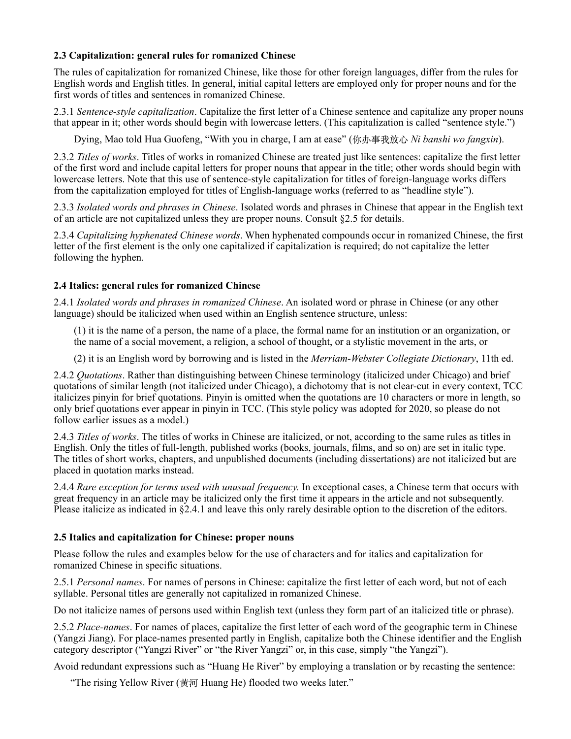### 2.3 Capitalization: general rules for romanized Chinese

The rules of capitalization for romanized Chinese, like those for other foreign languages, differ from the rules for English words and English titles. In general, initial capital letters are employed only for proper nouns and for the first words of titles and sentences in romanized Chinese.

2.3.1 *Sentence-style capitalization*. Capitalize the first letter of a Chinese sentence and capitalize any proper nouns that appear in it; other words should begin with lowercase letters. (This capitalization is called "sentence style.")

> Dying, Mao told Hua Guofeng, "With you in charge, I am at ease" (你办事我放心 *Ni banshi wo fangxin*).

2.3.2 *Titles of works*. Titles of works in romanized Chinese are treated just like sentences: capitalize the first letter of the first word and include capital letters for proper nouns that appear in the title; other words should begin with lowercase letters. Note that this use of sentence-style capitalization for titles of foreign-language works differs from the capitalization employed for titles of English-language works (referred to as "headline style").

2.3.3 *Isolated words and phrases in Chinese*. Isolated words and phrases in Chinese that appear in the English text of an article are not capitalized unless they are proper nouns. Consult §2.5 for details.

2.3.4 *Capitalizing hyphenated Chinese words*. When hyphenated compounds occur in romanized Chinese, the first letter of the first element is the only one capitalized if capitalization is required; do not capitalize the letter following the hyphen.

### 2.4 Italics: general rules for romanized Chinese

2.4.1 *Isolated words and phrases in romanized Chinese*. An isolated word or phrase in Chinese (or any other language) should be italicized when used within an English sentence structure, unless:

(1) it is the name of a person, the name of a place, the formal name for an institution or an organization, or the name of a social movement, a religion, a school of thought, or a stylistic movement in the arts, or

(2) it is an English word by borrowing and is listed in the *Merriam-Webster Collegiate Dictionary*, 11th ed.

2.4.2 *Quotations*. Rather than distinguishing between Chinese terminology (italicized under Chicago) and brief quotations of similar length (not italicized under Chicago), a dichotomy that is not clear-cut in every context, TCC italicizes pinyin for brief quotations. Pinyin is omitted when the quotations are 10 characters or more in length, so only brief quotations ever appear in pinyin in TCC. (This style policy was adopted for 2020, so please do not follow earlier issues as a model.)

2.4.3 *Titles of works*. The titles of works in Chinese are italicized, or not, according to the same rules as titles in English. Only the titles of full-length, published works (books, journals, films, and so on) are set in italic type. The titles of short works, chapters, and unpublished documents (including dissertations) are not italicized but are placed in quotation marks instead.

2.4.4 *Rare exception for terms used with unusual frequency.* In exceptional cases, a Chinese term that occurs with great frequency in an article may be italicized only the first time it appears in the article and not subsequently. Please italicize as indicated in §2.4.1 and leave this only rarely desirable option to the discretion of the editors.

### 2.5 Italics and capitalization for Chinese: proper nouns

Please follow the rules and examples below for the use of characters and for italics and capitalization for romanized Chinese in specific situations.

2.5.1 *Personal names*. For names of persons in Chinese: capitalize the first letter of each word, but not of each syllable. Personal titles are generally not capitalized in romanized Chinese.

Do not italicize names of persons used within English text (unless they form part of an italicized title or phrase).

2.5.2 *Place-names*. For names of places, capitalize the first letter of each word of the geographic term in Chinese (Yangzi Jiang). For place-names presented partly in English, capitalize both the Chinese identifier and the English category descriptor ("Yangzi River" or "the River Yangzi" or, in this case, simply "the Yangzi").

Avoid redundant expressions such as "Huang He River" by employing a translation or by recasting the sentence:

> "The rising Yellow River (黄河 Huang He) flooded two weeks later."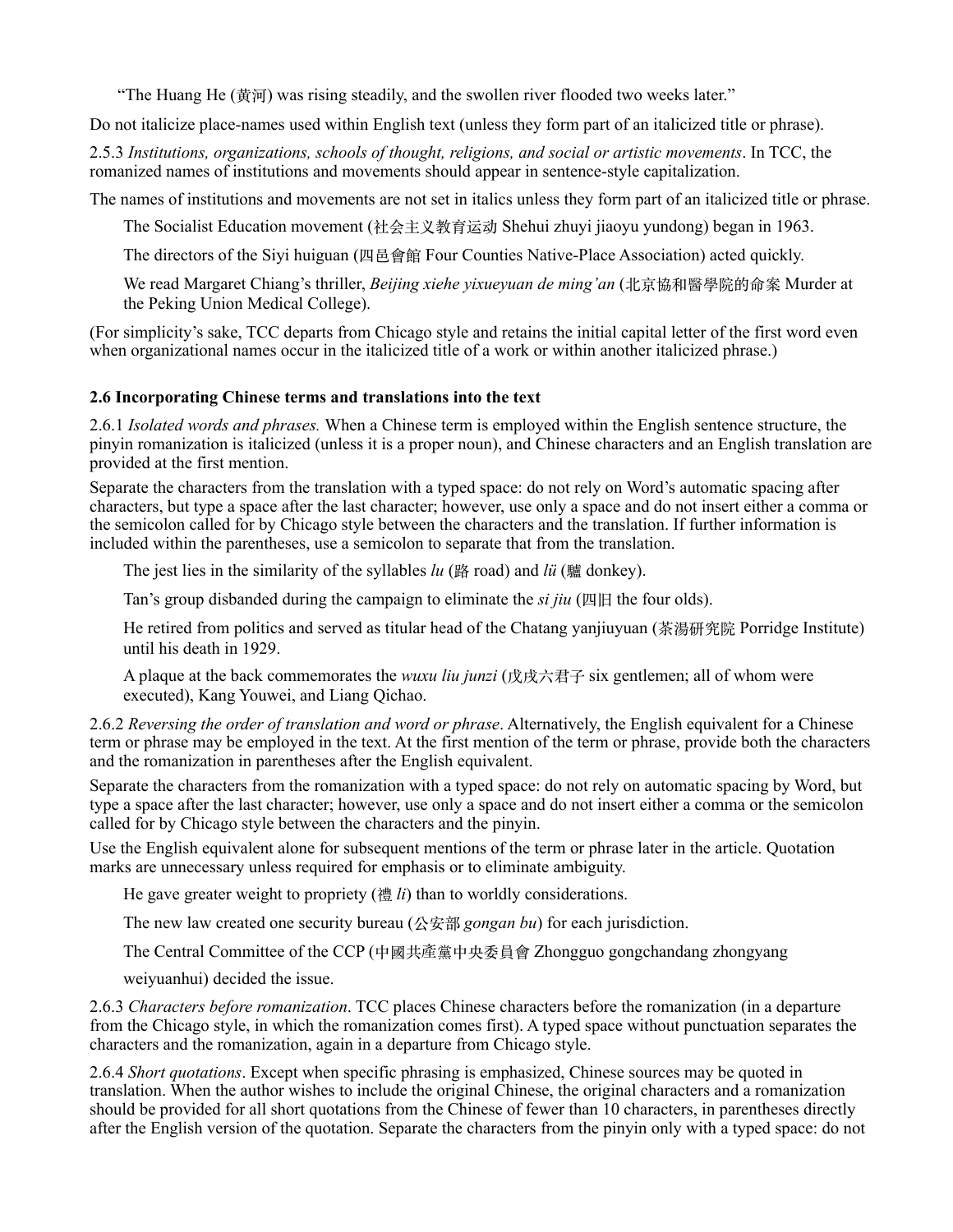“The Huang He (黄河) was rising steadily, and the swollen river flooded two weeks later.”

Do not italicize place-names used within English text (unless they form part of an italicized title or phrase).

2.5.3 *Institutions, organizations, schools of thought, religions, and social or artistic movements*. In TCC, the romanized names of institutions and movements should appear in sentence-style capitalization.

The names of institutions and movements are not set in italics unless they form part of an italicized title or phrase.

> The Socialist Education movement (社会主义教育运动 Shehui zhuyi jiaoyu yundong) began in 1963.
>
> The directors of the Siyi huiguan (四邑會館 Four Counties Native-Place Association) acted quickly.
>
> We read Margaret Chiang’s thriller, *Beijing xiehe yixueyuan de ming’an* (北京協和醫學院的命案 Murder at the Peking Union Medical College).

(For simplicity’s sake, TCC departs from Chicago style and retains the initial capital letter of the first word even when organizational names occur in the italicized title of a work or within another italicized phrase.)

**2.6 Incorporating Chinese terms and translations into the text**

2.6.1 *Isolated words and phrases.* When a Chinese term is employed within the English sentence structure, the pinyin romanization is italicized (unless it is a proper noun), and Chinese characters and an English translation are provided at the first mention.

Separate the characters from the translation with a typed space: do not rely on Word’s automatic spacing after characters, but type a space after the last character; however, use only a space and do not insert either a comma or the semicolon called for by Chicago style between the characters and the translation. If further information is included within the parentheses, use a semicolon to separate that from the translation.

> The jest lies in the similarity of the syllables *lu* (路 road) and *lü* (驢 donkey).
>
> Tan’s group disbanded during the campaign to eliminate the *si jiu* (四旧 the four olds).
>
> He retired from politics and served as titular head of the Chatang yanjiuyuan (茶湯研究院 Porridge Institute) until his death in 1929.
>
> A plaque at the back commemorates the *wuxu liu junzi* (戊戌六君子 six gentlemen; all of whom were executed), Kang Youwei, and Liang Qichao.

2.6.2 *Reversing the order of translation and word or phrase*. Alternatively, the English equivalent for a Chinese term or phrase may be employed in the text. At the first mention of the term or phrase, provide both the characters and the romanization in parentheses after the English equivalent.

Separate the characters from the romanization with a typed space: do not rely on automatic spacing by Word, but type a space after the last character; however, use only a space and do not insert either a comma or the semicolon called for by Chicago style between the characters and the pinyin.

Use the English equivalent alone for subsequent mentions of the term or phrase later in the article. Quotation marks are unnecessary unless required for emphasis or to eliminate ambiguity.

> He gave greater weight to propriety (禮 *li*) than to worldly considerations.
>
> The new law created one security bureau (公安部 *gongan bu*) for each jurisdiction.
>
> The Central Committee of the CCP (中國共產黨中央委員會 Zhongguo gongchandang zhongyang weiyuanhui) decided the issue.

2.6.3 *Characters before romanization*. TCC places Chinese characters before the romanization (in a departure from the Chicago style, in which the romanization comes first). A typed space without punctuation separates the characters and the romanization, again in a departure from Chicago style.

2.6.4 *Short quotations*. Except when specific phrasing is emphasized, Chinese sources may be quoted in translation. When the author wishes to include the original Chinese, the original characters and a romanization should be provided for all short quotations from the Chinese of fewer than 10 characters, in parentheses directly after the English version of the quotation. Separate the characters from the pinyin only with a typed space: do not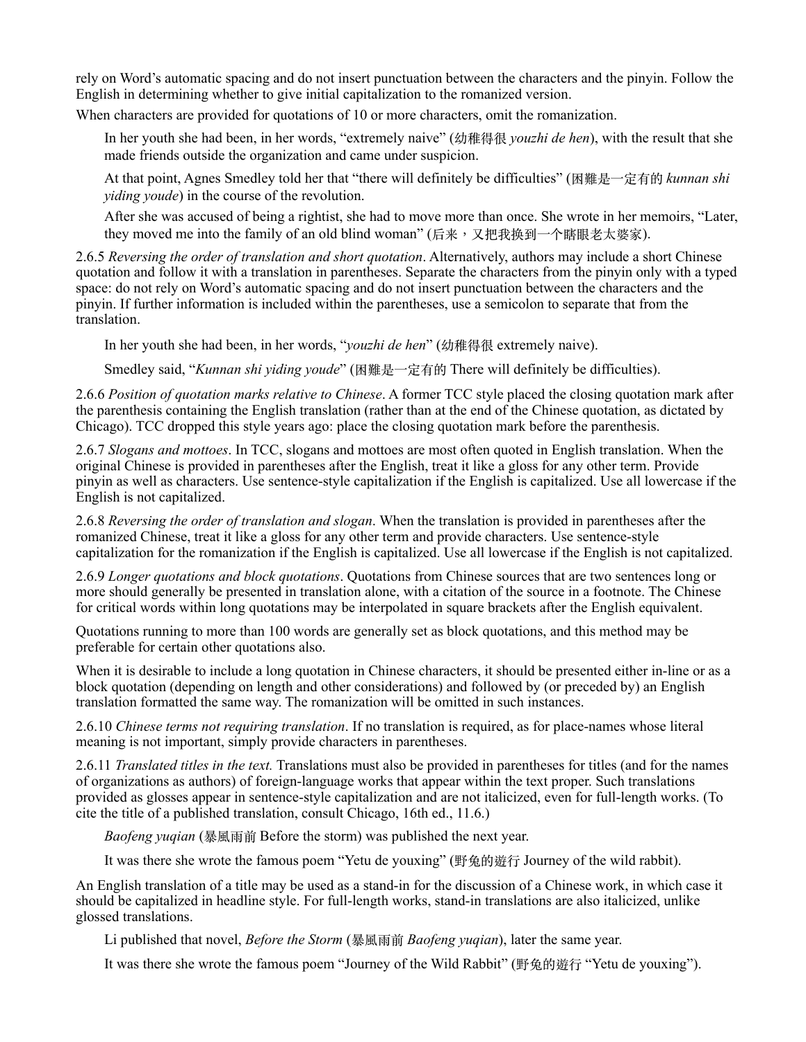rely on Word's automatic spacing and do not insert punctuation between the characters and the pinyin. Follow the English in determining whether to give initial capitalization to the romanized version.

When characters are provided for quotations of 10 or more characters, omit the romanization.

> In her youth she had been, in her words, "extremely naive" (幼稚得很 *youzhi de hen*), with the result that she made friends outside the organization and came under suspicion.
>
> At that point, Agnes Smedley told her that "there will definitely be difficulties" (困難是一定有的 *kunnan shi yiding youde*) in the course of the revolution.
>
> After she was accused of being a rightist, she had to move more than once. She wrote in her memoirs, "Later, they moved me into the family of an old blind woman" (后来，又把我换到一个瞎眼老太婆家).

2.6.5 *Reversing the order of translation and short quotation*. Alternatively, authors may include a short Chinese quotation and follow it with a translation in parentheses. Separate the characters from the pinyin only with a typed space: do not rely on Word's automatic spacing and do not insert punctuation between the characters and the pinyin. If further information is included within the parentheses, use a semicolon to separate that from the translation.

> In her youth she had been, in her words, "*youzhi de hen*" (幼稚得很 extremely naive).
>
> Smedley said, "*Kunnan shi yiding youde*" (困難是一定有的 There will definitely be difficulties).

2.6.6 *Position of quotation marks relative to Chinese*. A former TCC style placed the closing quotation mark after the parenthesis containing the English translation (rather than at the end of the Chinese quotation, as dictated by Chicago). TCC dropped this style years ago: place the closing quotation mark before the parenthesis.

2.6.7 *Slogans and mottoes*. In TCC, slogans and mottoes are most often quoted in English translation. When the original Chinese is provided in parentheses after the English, treat it like a gloss for any other term. Provide pinyin as well as characters. Use sentence-style capitalization if the English is capitalized. Use all lowercase if the English is not capitalized.

2.6.8 *Reversing the order of translation and slogan*. When the translation is provided in parentheses after the romanized Chinese, treat it like a gloss for any other term and provide characters. Use sentence-style capitalization for the romanization if the English is capitalized. Use all lowercase if the English is not capitalized.

2.6.9 *Longer quotations and block quotations*. Quotations from Chinese sources that are two sentences long or more should generally be presented in translation alone, with a citation of the source in a footnote. The Chinese for critical words within long quotations may be interpolated in square brackets after the English equivalent.

Quotations running to more than 100 words are generally set as block quotations, and this method may be preferable for certain other quotations also.

When it is desirable to include a long quotation in Chinese characters, it should be presented either in-line or as a block quotation (depending on length and other considerations) and followed by (or preceded by) an English translation formatted the same way. The romanization will be omitted in such instances.

2.6.10 *Chinese terms not requiring translation*. If no translation is required, as for place-names whose literal meaning is not important, simply provide characters in parentheses.

2.6.11 *Translated titles in the text.* Translations must also be provided in parentheses for titles (and for the names of organizations as authors) of foreign-language works that appear within the text proper. Such translations provided as glosses appear in sentence-style capitalization and are not italicized, even for full-length works. (To cite the title of a published translation, consult Chicago, 16th ed., 11.6.)

> *Baofeng yuqian* (暴風雨前 Before the storm) was published the next year.
>
> It was there she wrote the famous poem "Yetu de youxing" (野兔的遊行 Journey of the wild rabbit).

An English translation of a title may be used as a stand-in for the discussion of a Chinese work, in which case it should be capitalized in headline style. For full-length works, stand-in translations are also italicized, unlike glossed translations.

> Li published that novel, *Before the Storm* (暴風雨前 *Baofeng yuqian*), later the same year.
>
> It was there she wrote the famous poem "Journey of the Wild Rabbit" (野兔的遊行 "Yetu de youxing").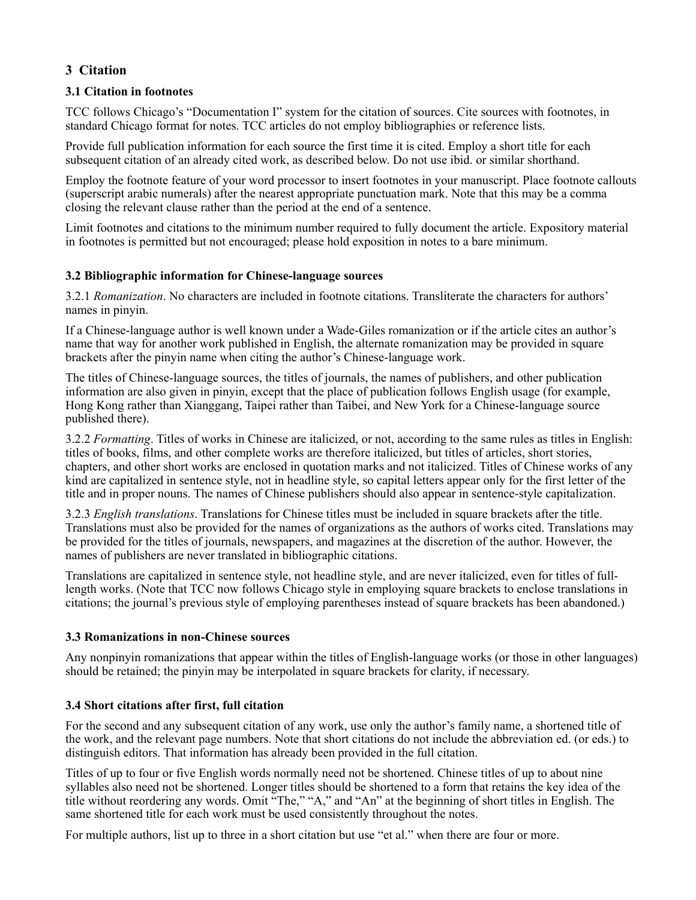## 3 Citation

### 3.1 Citation in footnotes

TCC follows Chicago's "Documentation I" system for the citation of sources. Cite sources with footnotes, in standard Chicago format for notes. TCC articles do not employ bibliographies or reference lists.

Provide full publication information for each source the first time it is cited. Employ a short title for each subsequent citation of an already cited work, as described below. Do not use ibid. or similar shorthand.

Employ the footnote feature of your word processor to insert footnotes in your manuscript. Place footnote callouts (superscript arabic numerals) after the nearest appropriate punctuation mark. Note that this may be a comma closing the relevant clause rather than the period at the end of a sentence.

Limit footnotes and citations to the minimum number required to fully document the article. Expository material in footnotes is permitted but not encouraged; please hold exposition in notes to a bare minimum.

### 3.2 Bibliographic information for Chinese-language sources

3.2.1 *Romanization*. No characters are included in footnote citations. Transliterate the characters for authors' names in pinyin.

If a Chinese-language author is well known under a Wade-Giles romanization or if the article cites an author's name that way for another work published in English, the alternate romanization may be provided in square brackets after the pinyin name when citing the author's Chinese-language work.

The titles of Chinese-language sources, the titles of journals, the names of publishers, and other publication information are also given in pinyin, except that the place of publication follows English usage (for example, Hong Kong rather than Xianggang, Taipei rather than Taibei, and New York for a Chinese-language source published there).

3.2.2 *Formatting*. Titles of works in Chinese are italicized, or not, according to the same rules as titles in English: titles of books, films, and other complete works are therefore italicized, but titles of articles, short stories, chapters, and other short works are enclosed in quotation marks and not italicized. Titles of Chinese works of any kind are capitalized in sentence style, not in headline style, so capital letters appear only for the first letter of the title and in proper nouns. The names of Chinese publishers should also appear in sentence-style capitalization.

3.2.3 *English translations*. Translations for Chinese titles must be included in square brackets after the title. Translations must also be provided for the names of organizations as the authors of works cited. Translations may be provided for the titles of journals, newspapers, and magazines at the discretion of the author. However, the names of publishers are never translated in bibliographic citations.

Translations are capitalized in sentence style, not headline style, and are never italicized, even for titles of full-length works. (Note that TCC now follows Chicago style in employing square brackets to enclose translations in citations; the journal's previous style of employing parentheses instead of square brackets has been abandoned.)

### 3.3 Romanizations in non-Chinese sources

Any nonpinyin romanizations that appear within the titles of English-language works (or those in other languages) should be retained; the pinyin may be interpolated in square brackets for clarity, if necessary.

### 3.4 Short citations after first, full citation

For the second and any subsequent citation of any work, use only the author's family name, a shortened title of the work, and the relevant page numbers. Note that short citations do not include the abbreviation ed. (or eds.) to distinguish editors. That information has already been provided in the full citation.

Titles of up to four or five English words normally need not be shortened. Chinese titles of up to about nine syllables also need not be shortened. Longer titles should be shortened to a form that retains the key idea of the title without reordering any words. Omit "The," "A," and "An" at the beginning of short titles in English. The same shortened title for each work must be used consistently throughout the notes.

For multiple authors, list up to three in a short citation but use "et al." when there are four or more.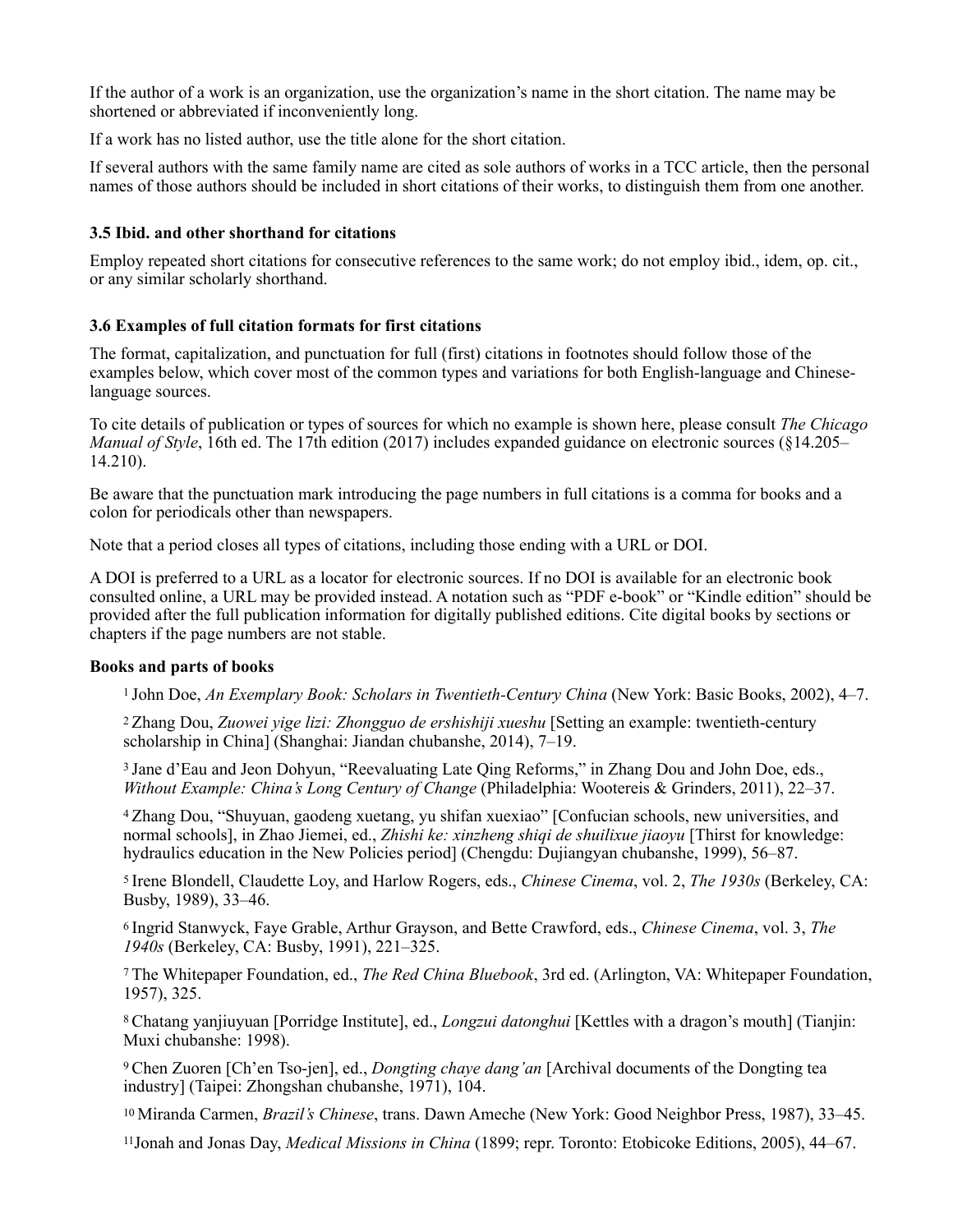If the author of a work is an organization, use the organization's name in the short citation. The name may be shortened or abbreviated if inconveniently long.

If a work has no listed author, use the title alone for the short citation.

If several authors with the same family name are cited as sole authors of works in a TCC article, then the personal names of those authors should be included in short citations of their works, to distinguish them from one another.

### 3.5 Ibid. and other shorthand for citations

Employ repeated short citations for consecutive references to the same work; do not employ ibid., idem, op. cit., or any similar scholarly shorthand.

### 3.6 Examples of full citation formats for first citations

The format, capitalization, and punctuation for full (first) citations in footnotes should follow those of the examples below, which cover most of the common types and variations for both English-language and Chinese-language sources.

To cite details of publication or types of sources for which no example is shown here, please consult *The Chicago Manual of Style*, 16th ed. The 17th edition (2017) includes expanded guidance on electronic sources (§14.205–14.210).

Be aware that the punctuation mark introducing the page numbers in full citations is a comma for books and a colon for periodicals other than newspapers.

Note that a period closes all types of citations, including those ending with a URL or DOI.

A DOI is preferred to a URL as a locator for electronic sources. If no DOI is available for an electronic book consulted online, a URL may be provided instead. A notation such as "PDF e-book" or "Kindle edition" should be provided after the full publication information for digitally published editions. Cite digital books by sections or chapters if the page numbers are not stable.

**Books and parts of books**

[1] John Doe, *An Exemplary Book: Scholars in Twentieth-Century China* (New York: Basic Books, 2002), 4–7.

[2] Zhang Dou, *Zuowei yige lizi: Zhongguo de ershishiji xueshu* [Setting an example: twentieth-century scholarship in China] (Shanghai: Jiandan chubanshe, 2014), 7–19.

[3] Jane d'Eau and Jeon Dohyun, "Reevaluating Late Qing Reforms," in Zhang Dou and John Doe, eds., *Without Example: China's Long Century of Change* (Philadelphia: Wootereis & Grinders, 2011), 22–37.

[4] Zhang Dou, "Shuyuan, gaodeng xuetang, yu shifan xuexiao" [Confucian schools, new universities, and normal schools], in Zhao Jiemei, ed., *Zhishi ke: xinzheng shiqi de shuilixue jiaoyu* [Thirst for knowledge: hydraulics education in the New Policies period] (Chengdu: Dujiangyan chubanshe, 1999), 56–87.

[5] Irene Blondell, Claudette Loy, and Harlow Rogers, eds., *Chinese Cinema*, vol. 2, *The 1930s* (Berkeley, CA: Busby, 1989), 33–46.

[6] Ingrid Stanwyck, Faye Grable, Arthur Grayson, and Bette Crawford, eds., *Chinese Cinema*, vol. 3, *The 1940s* (Berkeley, CA: Busby, 1991), 221–325.

[7] The Whitepaper Foundation, ed., *The Red China Bluebook*, 3rd ed. (Arlington, VA: Whitepaper Foundation, 1957), 325.

[8] Chatang yanjiuyuan [Porridge Institute], ed., *Longzui datonghui* [Kettles with a dragon's mouth] (Tianjin: Muxi chubanshe: 1998).

[9] Chen Zuoren [Ch'en Tso-jen], ed., *Dongting chaye dang'an* [Archival documents of the Dongting tea industry] (Taipei: Zhongshan chubanshe, 1971), 104.

[10] Miranda Carmen, *Brazil's Chinese*, trans. Dawn Ameche (New York: Good Neighbor Press, 1987), 33–45.

[11] Jonah and Jonas Day, *Medical Missions in China* (1899; repr. Toronto: Etobicoke Editions, 2005), 44–67.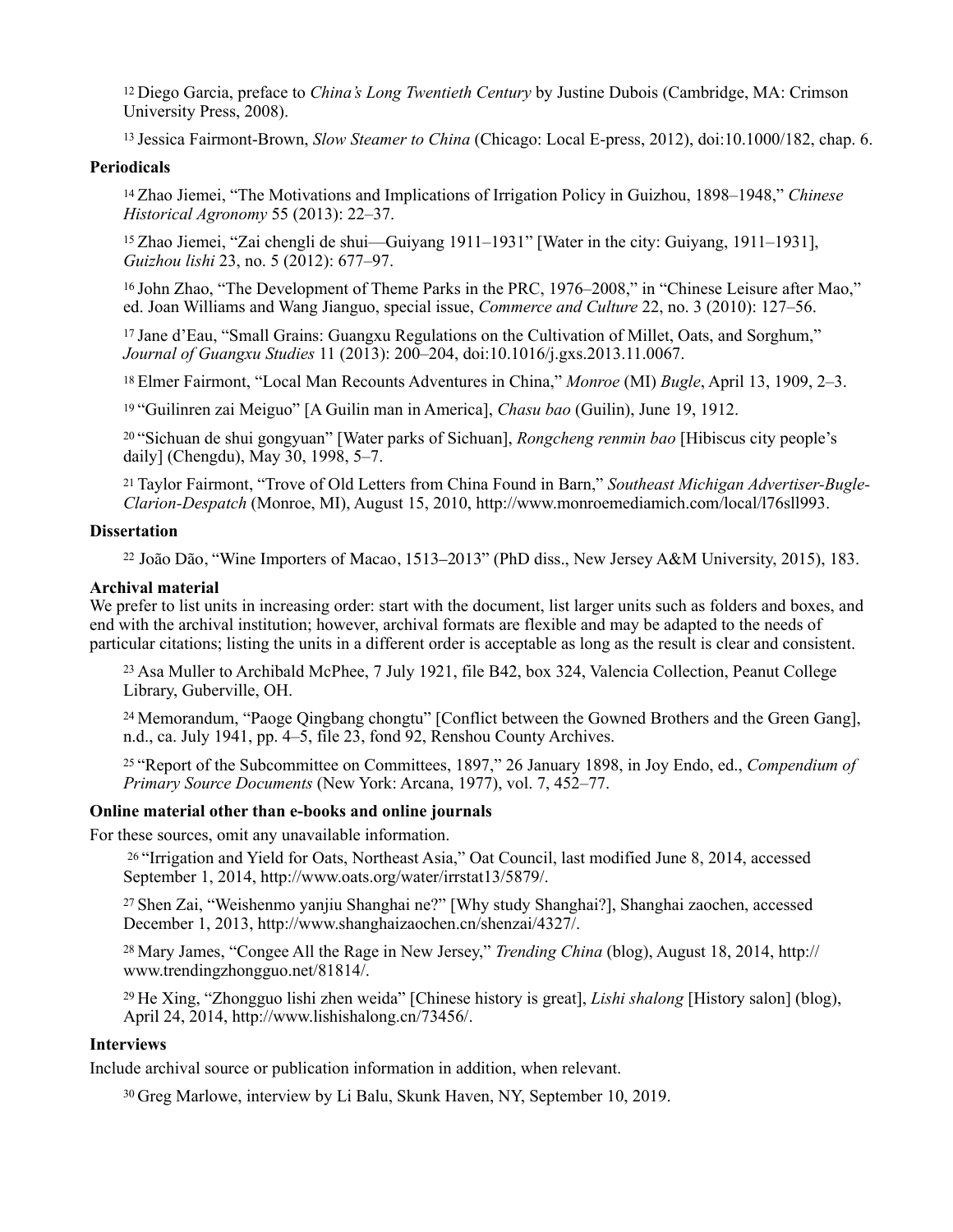[12] Diego Garcia, preface to *China's Long Twentieth Century* by Justine Dubois (Cambridge, MA: Crimson University Press, 2008).

[13] Jessica Fairmont-Brown, *Slow Steamer to China* (Chicago: Local E-press, 2012), doi:10.1000/182, chap. 6.

**Periodicals**

[14] Zhao Jiemei, "The Motivations and Implications of Irrigation Policy in Guizhou, 1898–1948," *Chinese Historical Agronomy* 55 (2013): 22–37.

[15] Zhao Jiemei, "Zai chengli de shui—Guiyang 1911–1931" [Water in the city: Guiyang, 1911–1931], *Guizhou lishi* 23, no. 5 (2012): 677–97.

[16] John Zhao, "The Development of Theme Parks in the PRC, 1976–2008," in "Chinese Leisure after Mao," ed. Joan Williams and Wang Jianguo, special issue, *Commerce and Culture* 22, no. 3 (2010): 127–56.

[17] Jane d'Eau, "Small Grains: Guangxu Regulations on the Cultivation of Millet, Oats, and Sorghum," *Journal of Guangxu Studies* 11 (2013): 200–204, doi:10.1016/j.gxs.2013.11.0067.

[18] Elmer Fairmont, "Local Man Recounts Adventures in China," *Monroe* (MI) *Bugle*, April 13, 1909, 2–3.

[19] "Guilinren zai Meiguo" [A Guilin man in America], *Chasu bao* (Guilin), June 19, 1912.

[20] "Sichuan de shui gongyuan" [Water parks of Sichuan], *Rongcheng renmin bao* [Hibiscus city people's daily] (Chengdu), May 30, 1998, 5–7.

[21] Taylor Fairmont, "Trove of Old Letters from China Found in Barn," *Southeast Michigan Advertiser-Bugle-Clarion-Despatch* (Monroe, MI), August 15, 2010, http://www.monroemediamich.com/local/l76sll993.

**Dissertation**

[22] João Dão, "Wine Importers of Macao, 1513–2013" (PhD diss., New Jersey A&M University, 2015), 183.

**Archival material**

We prefer to list units in increasing order: start with the document, list larger units such as folders and boxes, and end with the archival institution; however, archival formats are flexible and may be adapted to the needs of particular citations; listing the units in a different order is acceptable as long as the result is clear and consistent.

[23] Asa Muller to Archibald McPhee, 7 July 1921, file B42, box 324, Valencia Collection, Peanut College Library, Guberville, OH.

[24] Memorandum, "Paoge Qingbang chongtu" [Conflict between the Gowned Brothers and the Green Gang], n.d., ca. July 1941, pp. 4–5, file 23, fond 92, Renshou County Archives.

[25] "Report of the Subcommittee on Committees, 1897," 26 January 1898, in Joy Endo, ed., *Compendium of Primary Source Documents* (New York: Arcana, 1977), vol. 7, 452–77.

**Online material other than e-books and online journals**

For these sources, omit any unavailable information.

[26] "Irrigation and Yield for Oats, Northeast Asia," Oat Council, last modified June 8, 2014, accessed September 1, 2014, http://www.oats.org/water/irrstat13/5879/.

[27] Shen Zai, "Weishenmo yanjiu Shanghai ne?" [Why study Shanghai?], Shanghai zaochen, accessed December 1, 2013, http://www.shanghaizaochen.cn/shenzai/4327/.

[28] Mary James, "Congee All the Rage in New Jersey," *Trending China* (blog), August 18, 2014, http://www.trendingzhongguo.net/81814/.

[29] He Xing, "Zhongguo lishi zhen weida" [Chinese history is great], *Lishi shalong* [History salon] (blog), April 24, 2014, http://www.lishishalong.cn/73456/.

**Interviews**

Include archival source or publication information in addition, when relevant.

[30] Greg Marlowe, interview by Li Balu, Skunk Haven, NY, September 10, 2019.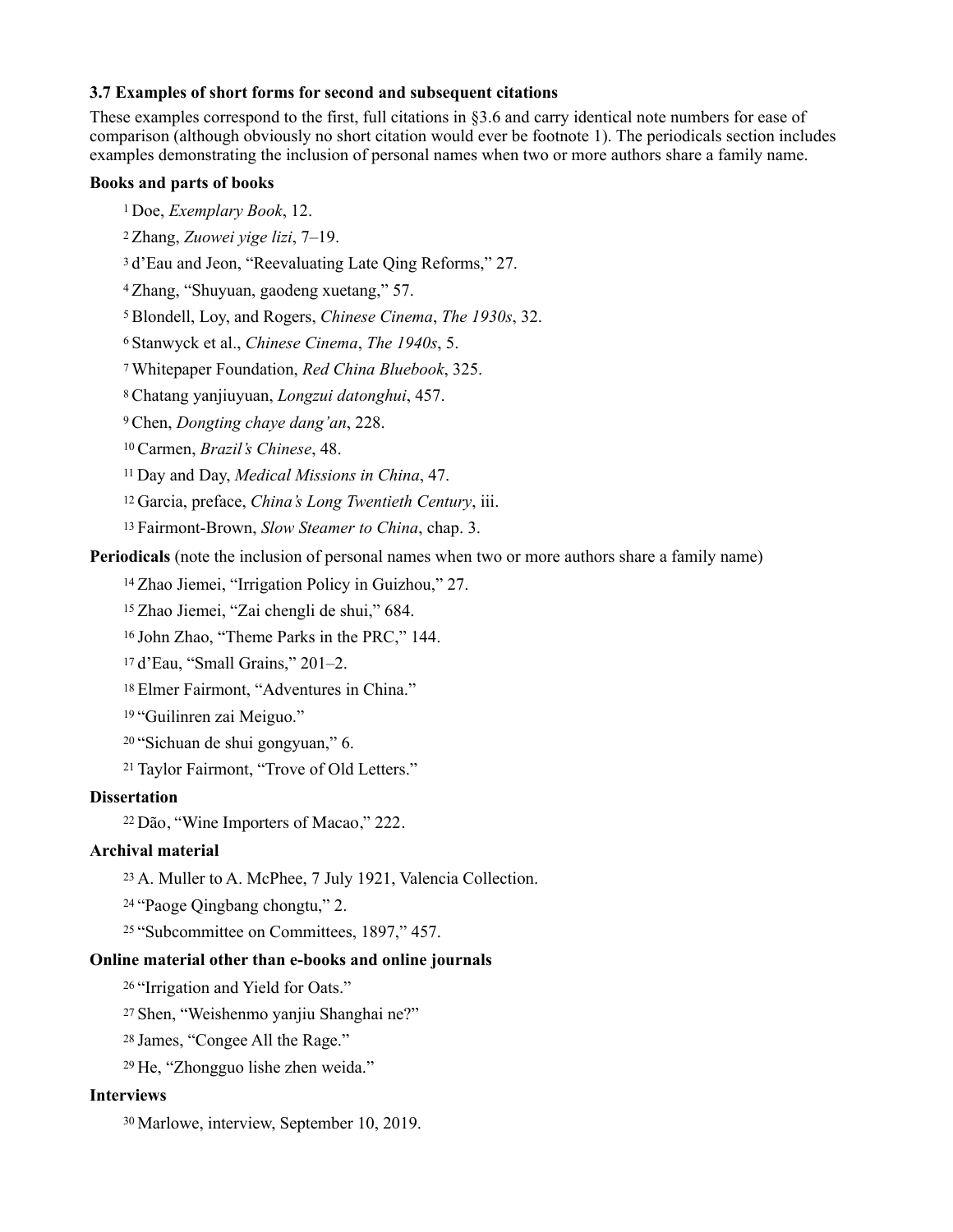### 3.7 Examples of short forms for second and subsequent citations

These examples correspond to the first, full citations in §3.6 and carry identical note numbers for ease of comparison (although obviously no short citation would ever be footnote 1). The periodicals section includes examples demonstrating the inclusion of personal names when two or more authors share a family name.

**Books and parts of books**

[1] Doe, *Exemplary Book*, 12.

[2] Zhang, *Zuowei yige lizi*, 7–19.

[3] d'Eau and Jeon, "Reevaluating Late Qing Reforms," 27.

[4] Zhang, "Shuyuan, gaodeng xuetang," 57.

[5] Blondell, Loy, and Rogers, *Chinese Cinema*, *The 1930s*, 32.

[6] Stanwyck et al., *Chinese Cinema*, *The 1940s*, 5.

[7] Whitepaper Foundation, *Red China Bluebook*, 325.

[8] Chatang yanjiuyuan, *Longzui datonghui*, 457.

[9] Chen, *Dongting chaye dang'an*, 228.

[10] Carmen, *Brazil's Chinese*, 48.

[11] Day and Day, *Medical Missions in China*, 47.

[12] Garcia, preface, *China's Long Twentieth Century*, iii.

[13] Fairmont-Brown, *Slow Steamer to China*, chap. 3.

**Periodicals** (note the inclusion of personal names when two or more authors share a family name)

[14] Zhao Jiemei, "Irrigation Policy in Guizhou," 27.

[15] Zhao Jiemei, "Zai chengli de shui," 684.

[16] John Zhao, "Theme Parks in the PRC," 144.

[17] d'Eau, "Small Grains," 201–2.

[18] Elmer Fairmont, "Adventures in China."

[19] "Guilinren zai Meiguo."

[20] "Sichuan de shui gongyuan," 6.

[21] Taylor Fairmont, "Trove of Old Letters."

**Dissertation**

[22] Dão, "Wine Importers of Macao," 222.

**Archival material**

[23] A. Muller to A. McPhee, 7 July 1921, Valencia Collection.

[24] "Paoge Qingbang chongtu," 2.

[25] "Subcommittee on Committees, 1897," 457.

**Online material other than e-books and online journals**

[26] "Irrigation and Yield for Oats."

[27] Shen, "Weishenmo yanjiu Shanghai ne?"

[28] James, "Congee All the Rage."

[29] He, "Zhongguo lishe zhen weida."

**Interviews**

[30] Marlowe, interview, September 10, 2019.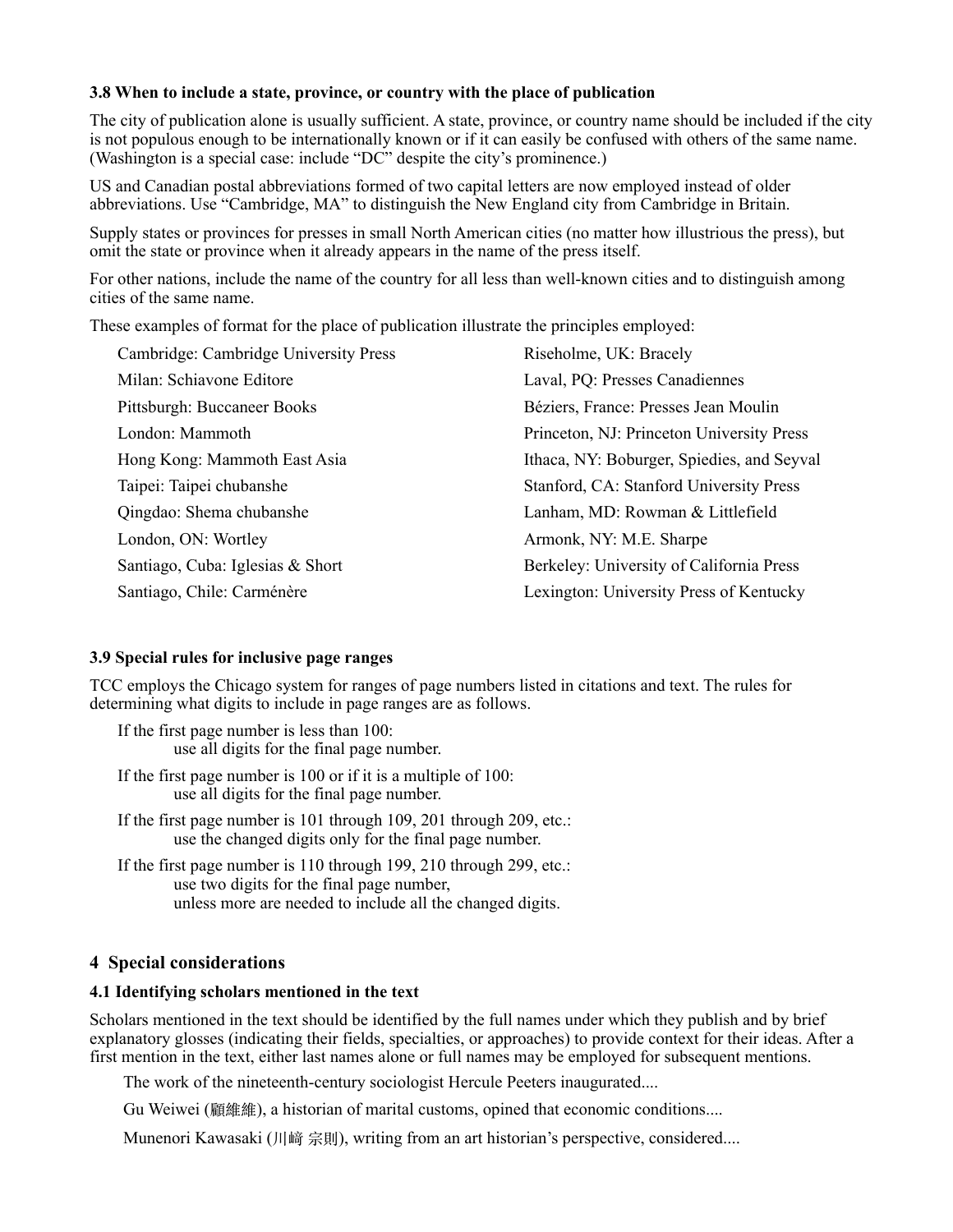### 3.8 When to include a state, province, or country with the place of publication

The city of publication alone is usually sufficient. A state, province, or country name should be included if the city is not populous enough to be internationally known or if it can easily be confused with others of the same name. (Washington is a special case: include "DC" despite the city's prominence.)

US and Canadian postal abbreviations formed of two capital letters are now employed instead of older abbreviations. Use "Cambridge, MA" to distinguish the New England city from Cambridge in Britain.

Supply states or provinces for presses in small North American cities (no matter how illustrious the press), but omit the state or province when it already appears in the name of the press itself.

For other nations, include the name of the country for all less than well-known cities and to distinguish among cities of the same name.

These examples of format for the place of publication illustrate the principles employed:

Cambridge: Cambridge University Press
Milan: Schiavone Editore
Pittsburgh: Buccaneer Books
London: Mammoth
Hong Kong: Mammoth East Asia
Taipei: Taipei chubanshe
Qingdao: Shema chubanshe
London, ON: Wortley
Santiago, Cuba: Iglesias & Short
Santiago, Chile: Carménère
Riseholme, UK: Bracely
Laval, PQ: Presses Canadiennes
Béziers, France: Presses Jean Moulin
Princeton, NJ: Princeton University Press
Ithaca, NY: Boburger, Spiedies, and Seyval
Stanford, CA: Stanford University Press
Lanham, MD: Rowman & Littlefield
Armonk, NY: M.E. Sharpe
Berkeley: University of California Press
Lexington: University Press of Kentucky

### 3.9 Special rules for inclusive page ranges

TCC employs the Chicago system for ranges of page numbers listed in citations and text. The rules for determining what digits to include in page ranges are as follows.

If the first page number is less than 100:
  use all digits for the final page number.

If the first page number is 100 or if it is a multiple of 100:
  use all digits for the final page number.

If the first page number is 101 through 109, 201 through 209, etc.:
  use the changed digits only for the final page number.

If the first page number is 110 through 199, 210 through 299, etc.:
  use two digits for the final page number,
  unless more are needed to include all the changed digits.

## 4 Special considerations

### 4.1 Identifying scholars mentioned in the text

Scholars mentioned in the text should be identified by the full names under which they publish and by brief explanatory glosses (indicating their fields, specialties, or approaches) to provide context for their ideas. After a first mention in the text, either last names alone or full names may be employed for subsequent mentions.

The work of the nineteenth-century sociologist Hercule Peeters inaugurated....

Gu Weiwei (顧維維), a historian of marital customs, opined that economic conditions....

Munenori Kawasaki (川﨑 宗則), writing from an art historian's perspective, considered....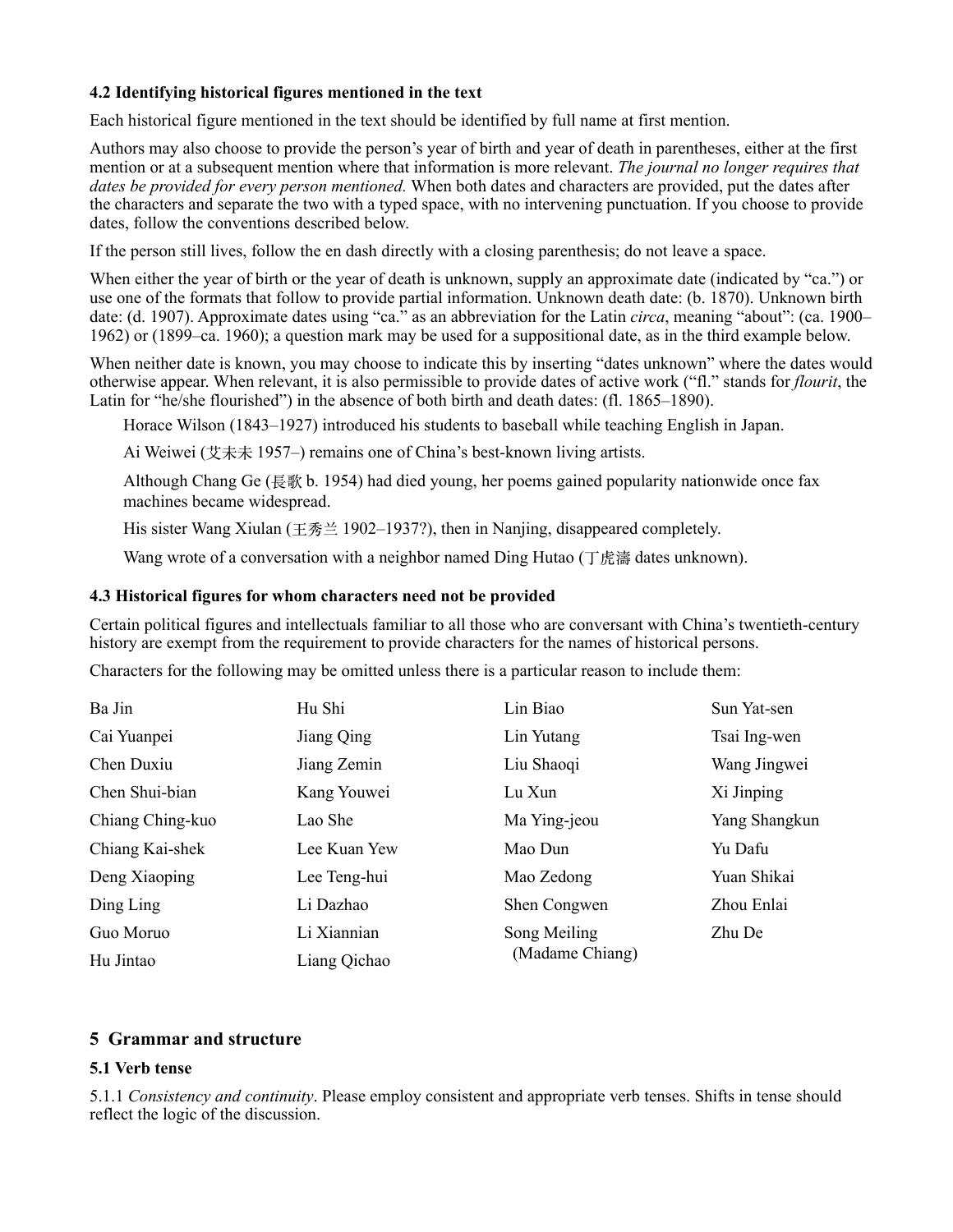### 4.2 Identifying historical figures mentioned in the text

Each historical figure mentioned in the text should be identified by full name at first mention.

Authors may also choose to provide the person's year of birth and year of death in parentheses, either at the first mention or at a subsequent mention where that information is more relevant. *The journal no longer requires that dates be provided for every person mentioned.* When both dates and characters are provided, put the dates after the characters and separate the two with a typed space, with no intervening punctuation. If you choose to provide dates, follow the conventions described below.

If the person still lives, follow the en dash directly with a closing parenthesis; do not leave a space.

When either the year of birth or the year of death is unknown, supply an approximate date (indicated by "ca.") or use one of the formats that follow to provide partial information. Unknown death date: (b. 1870). Unknown birth date: (d. 1907). Approximate dates using "ca." as an abbreviation for the Latin *circa*, meaning "about": (ca. 1900–1962) or (1899–ca. 1960); a question mark may be used for a suppositional date, as in the third example below.

When neither date is known, you may choose to indicate this by inserting "dates unknown" where the dates would otherwise appear. When relevant, it is also permissible to provide dates of active work ("fl." stands for *flourit*, the Latin for "he/she flourished") in the absence of both birth and death dates: (fl. 1865–1890).

> Horace Wilson (1843–1927) introduced his students to baseball while teaching English in Japan.
>
> Ai Weiwei (艾未未 1957–) remains one of China's best-known living artists.
>
> Although Chang Ge (長歌 b. 1954) had died young, her poems gained popularity nationwide once fax machines became widespread.
>
> His sister Wang Xiulan (王秀兰 1902–1937?), then in Nanjing, disappeared completely.
>
> Wang wrote of a conversation with a neighbor named Ding Hutao (丁虎濤 dates unknown).

### 4.3 Historical figures for whom characters need not be provided

Certain political figures and intellectuals familiar to all those who are conversant with China's twentieth-century history are exempt from the requirement to provide characters for the names of historical persons.

Characters for the following may be omitted unless there is a particular reason to include them:

| | | | |
|---|---|---|---|
| Ba Jin | Hu Shi | Lin Biao | Sun Yat-sen |
| Cai Yuanpei | Jiang Qing | Lin Yutang | Tsai Ing-wen |
| Chen Duxiu | Jiang Zemin | Liu Shaoqi | Wang Jingwei |
| Chen Shui-bian | Kang Youwei | Lu Xun | Xi Jinping |
| Chiang Ching-kuo | Lao She | Ma Ying-jeou | Yang Shangkun |
| Chiang Kai-shek | Lee Kuan Yew | Mao Dun | Yu Dafu |
| Deng Xiaoping | Lee Teng-hui | Mao Zedong | Yuan Shikai |
| Ding Ling | Li Dazhao | Shen Congwen | Zhou Enlai |
| Guo Moruo | Li Xiannian | Song Meiling (Madame Chiang) | Zhu De |
| Hu Jintao | Liang Qichao | | |

## 5 Grammar and structure

### 5.1 Verb tense

5.1.1 *Consistency and continuity*. Please employ consistent and appropriate verb tenses. Shifts in tense should reflect the logic of the discussion.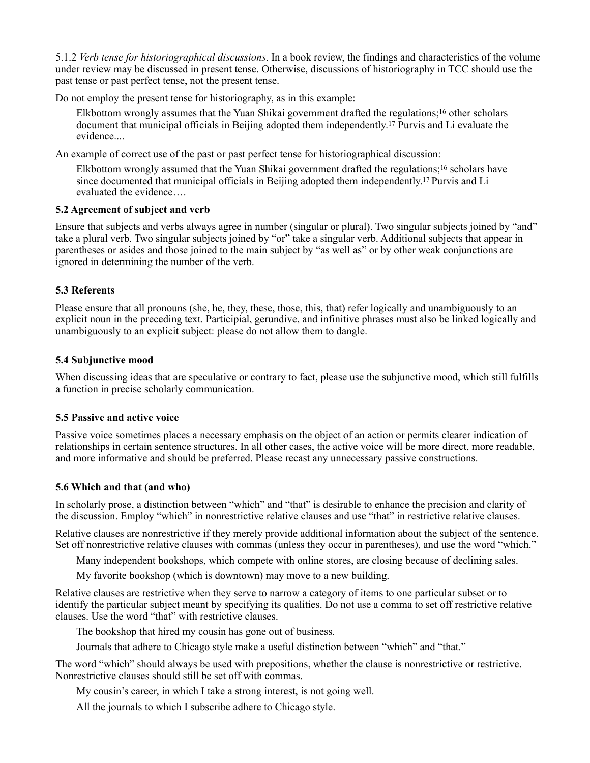5.1.2 *Verb tense for historiographical discussions*. In a book review, the findings and characteristics of the volume under review may be discussed in present tense. Otherwise, discussions of historiography in TCC should use the past tense or past perfect tense, not the present tense.

Do not employ the present tense for historiography, as in this example:

> Elkbottom wrongly assumes that the Yuan Shikai government drafted the regulations;[16] other scholars document that municipal officials in Beijing adopted them independently.[17] Purvis and Li evaluate the evidence....

An example of correct use of the past or past perfect tense for historiographical discussion:

> Elkbottom wrongly assumed that the Yuan Shikai government drafted the regulations;[16] scholars have since documented that municipal officials in Beijing adopted them independently.[17] Purvis and Li evaluated the evidence….

### 5.2 Agreement of subject and verb

Ensure that subjects and verbs always agree in number (singular or plural). Two singular subjects joined by "and" take a plural verb. Two singular subjects joined by "or" take a singular verb. Additional subjects that appear in parentheses or asides and those joined to the main subject by "as well as" or by other weak conjunctions are ignored in determining the number of the verb.

### 5.3 Referents

Please ensure that all pronouns (she, he, they, these, those, this, that) refer logically and unambiguously to an explicit noun in the preceding text. Participial, gerundive, and infinitive phrases must also be linked logically and unambiguously to an explicit subject: please do not allow them to dangle.

### 5.4 Subjunctive mood

When discussing ideas that are speculative or contrary to fact, please use the subjunctive mood, which still fulfills a function in precise scholarly communication.

### 5.5 Passive and active voice

Passive voice sometimes places a necessary emphasis on the object of an action or permits clearer indication of relationships in certain sentence structures. In all other cases, the active voice will be more direct, more readable, and more informative and should be preferred. Please recast any unnecessary passive constructions.

### 5.6 Which and that (and who)

In scholarly prose, a distinction between "which" and "that" is desirable to enhance the precision and clarity of the discussion. Employ "which" in nonrestrictive relative clauses and use "that" in restrictive relative clauses.

Relative clauses are nonrestrictive if they merely provide additional information about the subject of the sentence. Set off nonrestrictive relative clauses with commas (unless they occur in parentheses), and use the word "which."

> Many independent bookshops, which compete with online stores, are closing because of declining sales.
>
> My favorite bookshop (which is downtown) may move to a new building.

Relative clauses are restrictive when they serve to narrow a category of items to one particular subset or to identify the particular subject meant by specifying its qualities. Do not use a comma to set off restrictive relative clauses. Use the word "that" with restrictive clauses.

> The bookshop that hired my cousin has gone out of business.
>
> Journals that adhere to Chicago style make a useful distinction between "which" and "that."

The word "which" should always be used with prepositions, whether the clause is nonrestrictive or restrictive. Nonrestrictive clauses should still be set off with commas.

> My cousin's career, in which I take a strong interest, is not going well.
>
> All the journals to which I subscribe adhere to Chicago style.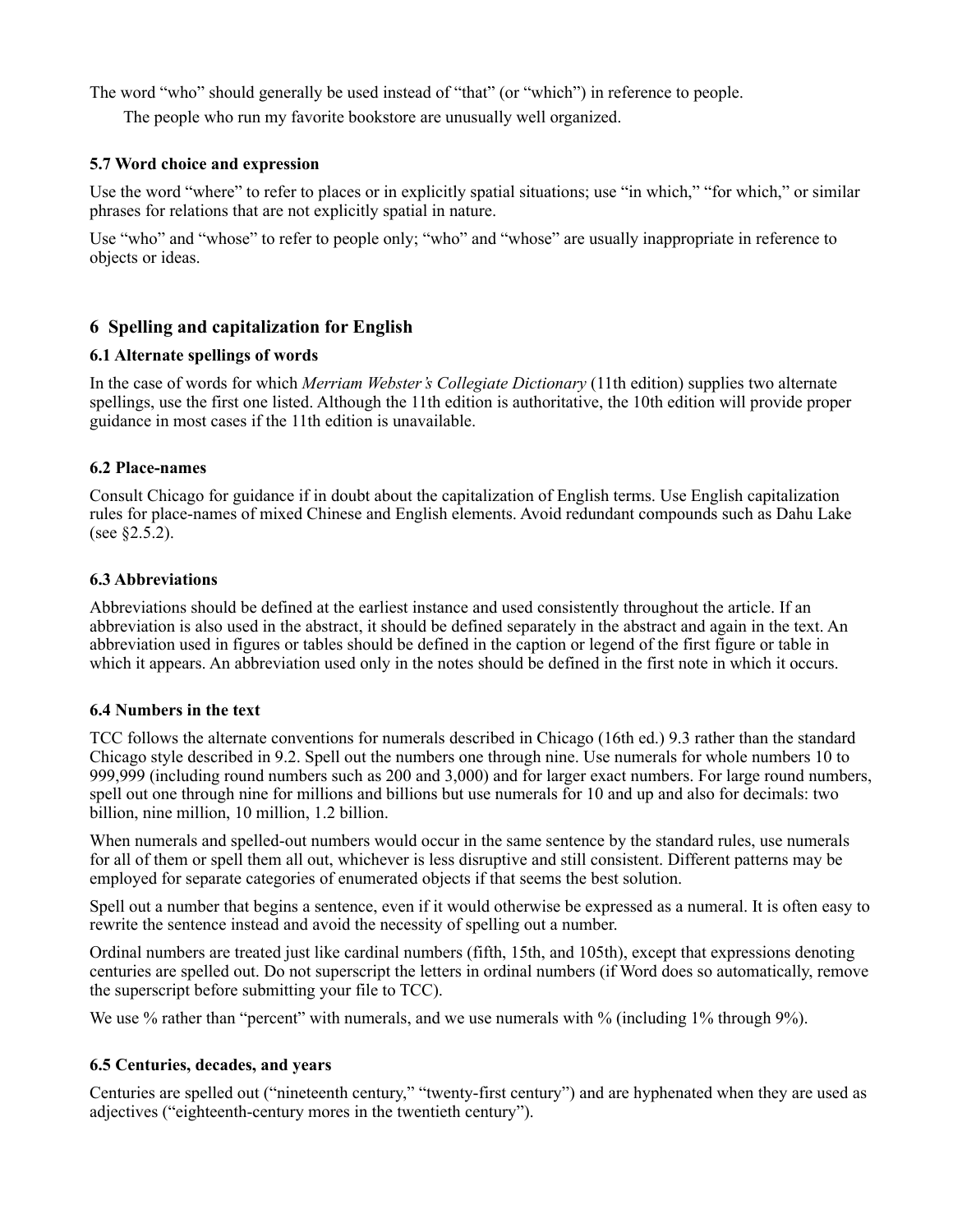The word “who” should generally be used instead of “that” (or “which”) in reference to people.

> The people who run my favorite bookstore are unusually well organized.

### 5.7 Word choice and expression

Use the word “where” to refer to places or in explicitly spatial situations; use “in which,” “for which,” or similar phrases for relations that are not explicitly spatial in nature.

Use “who” and “whose” to refer to people only; “who” and “whose” are usually inappropriate in reference to objects or ideas.

## 6 Spelling and capitalization for English

### 6.1 Alternate spellings of words

In the case of words for which *Merriam Webster’s Collegiate Dictionary* (11th edition) supplies two alternate spellings, use the first one listed. Although the 11th edition is authoritative, the 10th edition will provide proper guidance in most cases if the 11th edition is unavailable.

### 6.2 Place-names

Consult Chicago for guidance if in doubt about the capitalization of English terms. Use English capitalization rules for place-names of mixed Chinese and English elements. Avoid redundant compounds such as Dahu Lake (see §2.5.2).

### 6.3 Abbreviations

Abbreviations should be defined at the earliest instance and used consistently throughout the article. If an abbreviation is also used in the abstract, it should be defined separately in the abstract and again in the text. An abbreviation used in figures or tables should be defined in the caption or legend of the first figure or table in which it appears. An abbreviation used only in the notes should be defined in the first note in which it occurs.

### 6.4 Numbers in the text

TCC follows the alternate conventions for numerals described in Chicago (16th ed.) 9.3 rather than the standard Chicago style described in 9.2. Spell out the numbers one through nine. Use numerals for whole numbers 10 to 999,999 (including round numbers such as 200 and 3,000) and for larger exact numbers. For large round numbers, spell out one through nine for millions and billions but use numerals for 10 and up and also for decimals: two billion, nine million, 10 million, 1.2 billion.

When numerals and spelled-out numbers would occur in the same sentence by the standard rules, use numerals for all of them or spell them all out, whichever is less disruptive and still consistent. Different patterns may be employed for separate categories of enumerated objects if that seems the best solution.

Spell out a number that begins a sentence, even if it would otherwise be expressed as a numeral. It is often easy to rewrite the sentence instead and avoid the necessity of spelling out a number.

Ordinal numbers are treated just like cardinal numbers (fifth, 15th, and 105th), except that expressions denoting centuries are spelled out. Do not superscript the letters in ordinal numbers (if Word does so automatically, remove the superscript before submitting your file to TCC).

We use % rather than “percent” with numerals, and we use numerals with % (including 1% through 9%).

### 6.5 Centuries, decades, and years

Centuries are spelled out (“nineteenth century,” “twenty-first century”) and are hyphenated when they are used as adjectives (“eighteenth-century mores in the twentieth century”).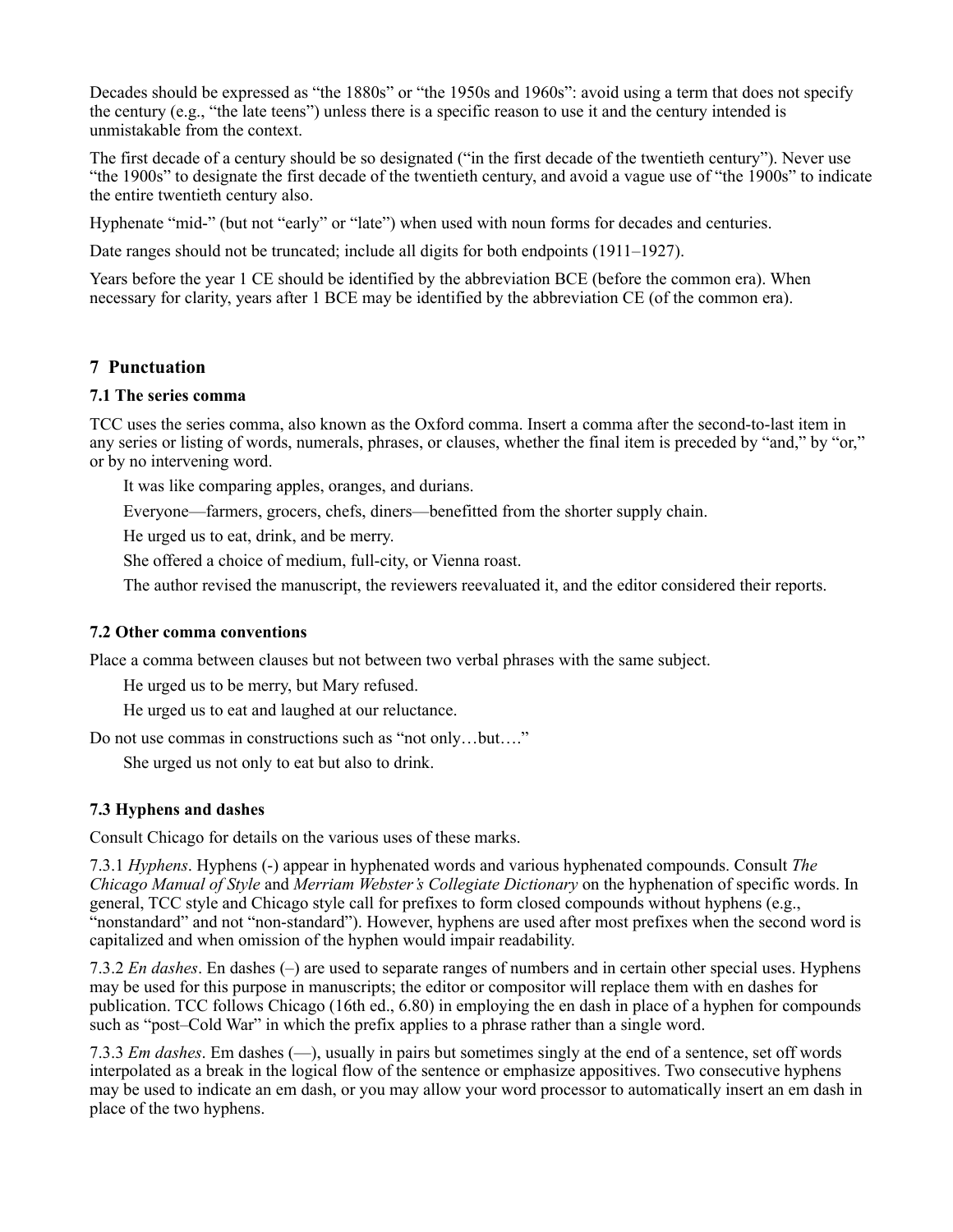Decades should be expressed as "the 1880s" or "the 1950s and 1960s": avoid using a term that does not specify the century (e.g., "the late teens") unless there is a specific reason to use it and the century intended is unmistakable from the context.

The first decade of a century should be so designated ("in the first decade of the twentieth century"). Never use "the 1900s" to designate the first decade of the twentieth century, and avoid a vague use of "the 1900s" to indicate the entire twentieth century also.

Hyphenate "mid-" (but not "early" or "late") when used with noun forms for decades and centuries.

Date ranges should not be truncated; include all digits for both endpoints (1911–1927).

Years before the year 1 CE should be identified by the abbreviation BCE (before the common era). When necessary for clarity, years after 1 BCE may be identified by the abbreviation CE (of the common era).

## 7 Punctuation

### 7.1 The series comma

TCC uses the series comma, also known as the Oxford comma. Insert a comma after the second-to-last item in any series or listing of words, numerals, phrases, or clauses, whether the final item is preceded by "and," by "or," or by no intervening word.

> It was like comparing apples, oranges, and durians.
>
> Everyone—farmers, grocers, chefs, diners—benefitted from the shorter supply chain.
>
> He urged us to eat, drink, and be merry.
>
> She offered a choice of medium, full-city, or Vienna roast.
>
> The author revised the manuscript, the reviewers reevaluated it, and the editor considered their reports.

### 7.2 Other comma conventions

Place a comma between clauses but not between two verbal phrases with the same subject.

> He urged us to be merry, but Mary refused.
>
> He urged us to eat and laughed at our reluctance.

Do not use commas in constructions such as "not only…but…."

> She urged us not only to eat but also to drink.

### 7.3 Hyphens and dashes

Consult Chicago for details on the various uses of these marks.

7.3.1 *Hyphens*. Hyphens (-) appear in hyphenated words and various hyphenated compounds. Consult *The Chicago Manual of Style* and *Merriam Webster's Collegiate Dictionary* on the hyphenation of specific words. In general, TCC style and Chicago style call for prefixes to form closed compounds without hyphens (e.g., "nonstandard" and not "non-standard"). However, hyphens are used after most prefixes when the second word is capitalized and when omission of the hyphen would impair readability.

7.3.2 *En dashes*. En dashes (–) are used to separate ranges of numbers and in certain other special uses. Hyphens may be used for this purpose in manuscripts; the editor or compositor will replace them with en dashes for publication. TCC follows Chicago (16th ed., 6.80) in employing the en dash in place of a hyphen for compounds such as "post–Cold War" in which the prefix applies to a phrase rather than a single word.

7.3.3 *Em dashes*. Em dashes (—), usually in pairs but sometimes singly at the end of a sentence, set off words interpolated as a break in the logical flow of the sentence or emphasize appositives. Two consecutive hyphens may be used to indicate an em dash, or you may allow your word processor to automatically insert an em dash in place of the two hyphens.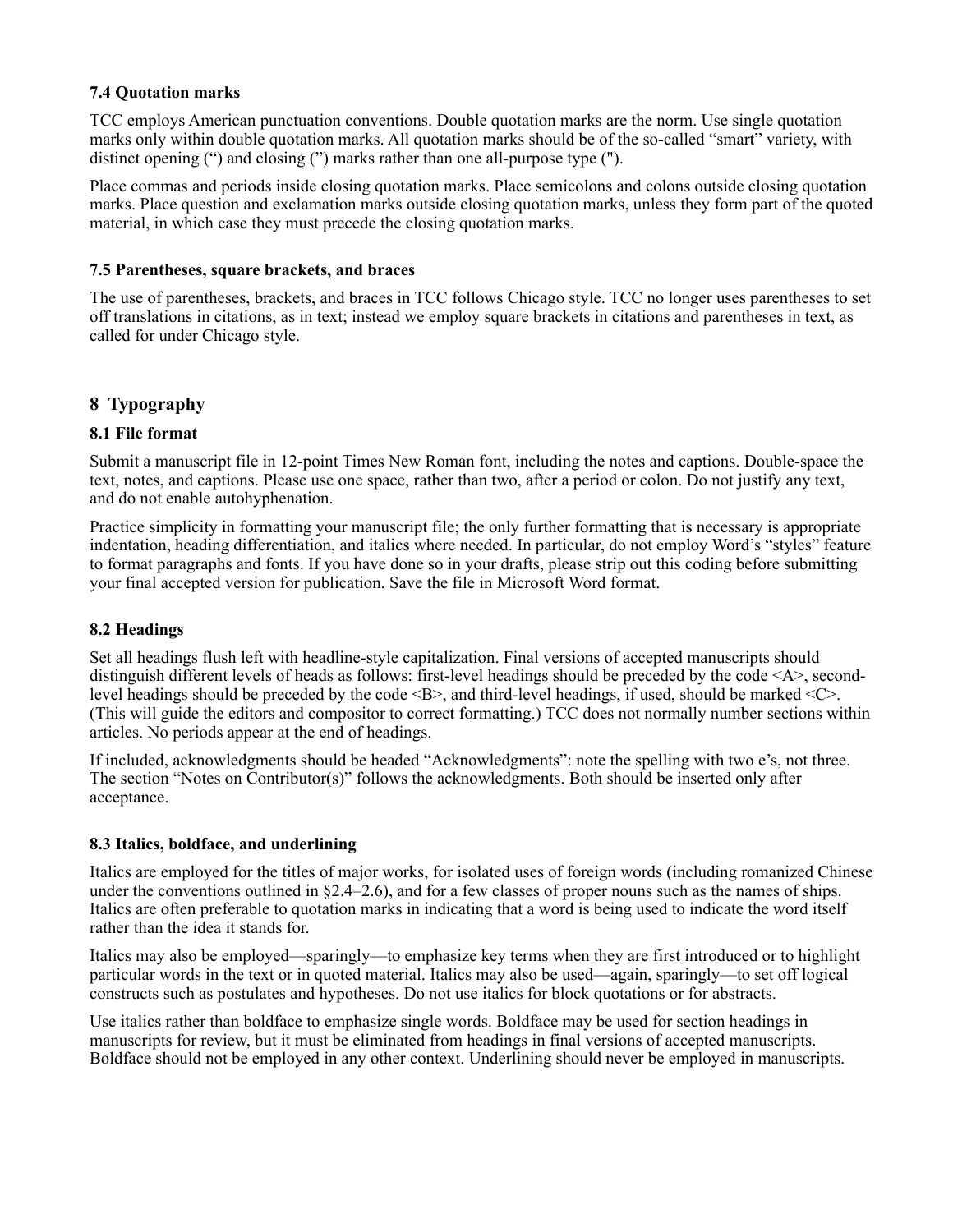### 7.4 Quotation marks

TCC employs American punctuation conventions. Double quotation marks are the norm. Use single quotation marks only within double quotation marks. All quotation marks should be of the so-called “smart” variety, with distinct opening (“) and closing (”) marks rather than one all-purpose type (").

Place commas and periods inside closing quotation marks. Place semicolons and colons outside closing quotation marks. Place question and exclamation marks outside closing quotation marks, unless they form part of the quoted material, in which case they must precede the closing quotation marks.

### 7.5 Parentheses, square brackets, and braces

The use of parentheses, brackets, and braces in TCC follows Chicago style. TCC no longer uses parentheses to set off translations in citations, as in text; instead we employ square brackets in citations and parentheses in text, as called for under Chicago style.

## 8 Typography

### 8.1 File format

Submit a manuscript file in 12-point Times New Roman font, including the notes and captions. Double-space the text, notes, and captions. Please use one space, rather than two, after a period or colon. Do not justify any text, and do not enable autohyphenation.

Practice simplicity in formatting your manuscript file; the only further formatting that is necessary is appropriate indentation, heading differentiation, and italics where needed. In particular, do not employ Word’s “styles” feature to format paragraphs and fonts. If you have done so in your drafts, please strip out this coding before submitting your final accepted version for publication. Save the file in Microsoft Word format.

### 8.2 Headings

Set all headings flush left with headline-style capitalization. Final versions of accepted manuscripts should distinguish different levels of heads as follows: first-level headings should be preceded by the code <A>, second-level headings should be preceded by the code <B>, and third-level headings, if used, should be marked <C>. (This will guide the editors and compositor to correct formatting.) TCC does not normally number sections within articles. No periods appear at the end of headings.

If included, acknowledgments should be headed “Acknowledgments”: note the spelling with two e’s, not three. The section “Notes on Contributor(s)” follows the acknowledgments. Both should be inserted only after acceptance.

### 8.3 Italics, boldface, and underlining

Italics are employed for the titles of major works, for isolated uses of foreign words (including romanized Chinese under the conventions outlined in §2.4–2.6), and for a few classes of proper nouns such as the names of ships. Italics are often preferable to quotation marks in indicating that a word is being used to indicate the word itself rather than the idea it stands for.

Italics may also be employed—sparingly—to emphasize key terms when they are first introduced or to highlight particular words in the text or in quoted material. Italics may also be used—again, sparingly—to set off logical constructs such as postulates and hypotheses. Do not use italics for block quotations or for abstracts.

Use italics rather than boldface to emphasize single words. Boldface may be used for section headings in manuscripts for review, but it must be eliminated from headings in final versions of accepted manuscripts. Boldface should not be employed in any other context. Underlining should never be employed in manuscripts.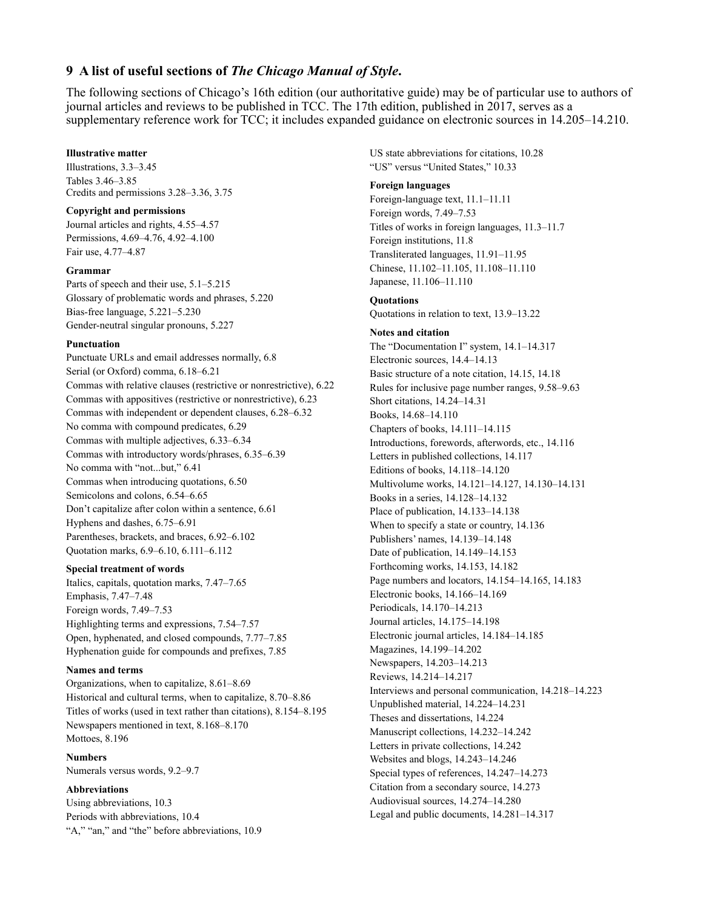## 9 A list of useful sections of *The Chicago Manual of Style*.

The following sections of Chicago's 16th edition (our authoritative guide) may be of particular use to authors of journal articles and reviews to be published in TCC. The 17th edition, published in 2017, serves as a supplementary reference work for TCC; it includes expanded guidance on electronic sources in 14.205–14.210.

**Illustrative matter**

Illustrations, 3.3–3.45
Tables 3.46–3.85
Credits and permissions 3.28–3.36, 3.75

**Copyright and permissions**

Journal articles and rights, 4.55–4.57
Permissions, 4.69–4.76, 4.92–4.100
Fair use, 4.77–4.87

**Grammar**

Parts of speech and their use, 5.1–5.215
Glossary of problematic words and phrases, 5.220
Bias-free language, 5.221–5.230
Gender-neutral singular pronouns, 5.227

**Punctuation**

Punctuate URLs and email addresses normally, 6.8
Serial (or Oxford) comma, 6.18–6.21
Commas with relative clauses (restrictive or nonrestrictive), 6.22
Commas with appositives (restrictive or nonrestrictive), 6.23
Commas with independent or dependent clauses, 6.28–6.32
No comma with compound predicates, 6.29
Commas with multiple adjectives, 6.33–6.34
Commas with introductory words/phrases, 6.35–6.39
No comma with "not...but," 6.41
Commas when introducing quotations, 6.50
Semicolons and colons, 6.54–6.65
Don't capitalize after colon within a sentence, 6.61
Hyphens and dashes, 6.75–6.91
Parentheses, brackets, and braces, 6.92–6.102
Quotation marks, 6.9–6.10, 6.111–6.112

**Special treatment of words**

Italics, capitals, quotation marks, 7.47–7.65
Emphasis, 7.47–7.48
Foreign words, 7.49–7.53
Highlighting terms and expressions, 7.54–7.57
Open, hyphenated, and closed compounds, 7.77–7.85
Hyphenation guide for compounds and prefixes, 7.85

**Names and terms**

Organizations, when to capitalize, 8.61–8.69
Historical and cultural terms, when to capitalize, 8.70–8.86
Titles of works (used in text rather than citations), 8.154–8.195
Newspapers mentioned in text, 8.168–8.170
Mottoes, 8.196

**Numbers**

Numerals versus words, 9.2–9.7

**Abbreviations**

Using abbreviations, 10.3
Periods with abbreviations, 10.4
"A," "an," and "the" before abbreviations, 10.9
US state abbreviations for citations, 10.28
"US" versus "United States," 10.33

**Foreign languages**

Foreign-language text, 11.1–11.11
Foreign words, 7.49–7.53
Titles of works in foreign languages, 11.3–11.7
Foreign institutions, 11.8
Transliterated languages, 11.91–11.95
Chinese, 11.102–11.105, 11.108–11.110
Japanese, 11.106–11.110

**Quotations**

Quotations in relation to text, 13.9–13.22

**Notes and citation**

The "Documentation I" system, 14.1–14.317
Electronic sources, 14.4–14.13
Basic structure of a note citation, 14.15, 14.18
Rules for inclusive page number ranges, 9.58–9.63
Short citations, 14.24–14.31
Books, 14.68–14.110
Chapters of books, 14.111–14.115
Introductions, forewords, afterwords, etc., 14.116
Letters in published collections, 14.117
Editions of books, 14.118–14.120
Multivolume works, 14.121–14.127, 14.130–14.131
Books in a series, 14.128–14.132
Place of publication, 14.133–14.138
When to specify a state or country, 14.136
Publishers' names, 14.139–14.148
Date of publication, 14.149–14.153
Forthcoming works, 14.153, 14.182
Page numbers and locators, 14.154–14.165, 14.183
Electronic books, 14.166–14.169
Periodicals, 14.170–14.213
Journal articles, 14.175–14.198
Electronic journal articles, 14.184–14.185
Magazines, 14.199–14.202
Newspapers, 14.203–14.213
Reviews, 14.214–14.217
Interviews and personal communication, 14.218–14.223
Unpublished material, 14.224–14.231
Theses and dissertations, 14.224
Manuscript collections, 14.232–14.242
Letters in private collections, 14.242
Websites and blogs, 14.243–14.246
Special types of references, 14.247–14.273
Citation from a secondary source, 14.273
Audiovisual sources, 14.274–14.280
Legal and public documents, 14.281–14.317